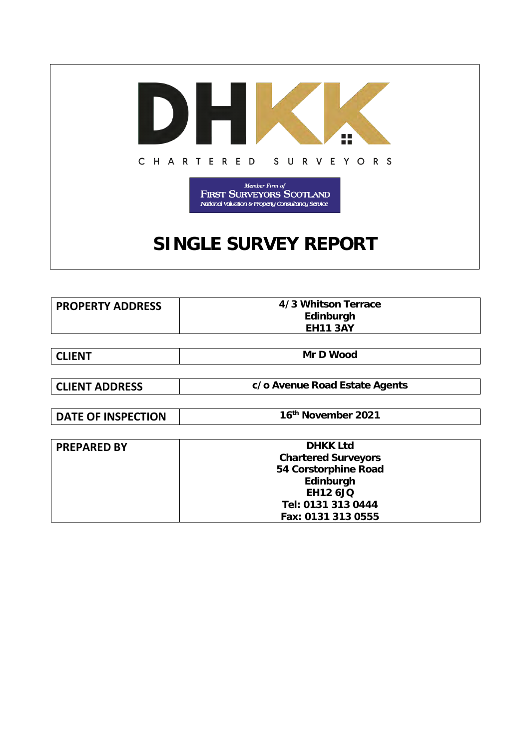DHKK

CHARTERED SURVEYORS

*Member Firm of*
FIRST SURVEYORS SCOTLAND
*National Valuation & Property Consultancy Service*

# SINGLE SURVEY REPORT

| PROPERTY ADDRESS | 4/3 Whitson Terrace<br>Edinburgh<br>EH11 3AY |
|---|---|
| **CLIENT** | **Mr D Wood** |
| **CLIENT ADDRESS** | **c/o Avenue Road Estate Agents** |
| **DATE OF INSPECTION** | **16th November 2021** |
| **PREPARED BY** | **DHKK Ltd<br>Chartered Surveyors<br>54 Corstorphine Road<br>Edinburgh<br>EH12 6JQ<br>Tel: 0131 313 0444<br>Fax: 0131 313 0555** |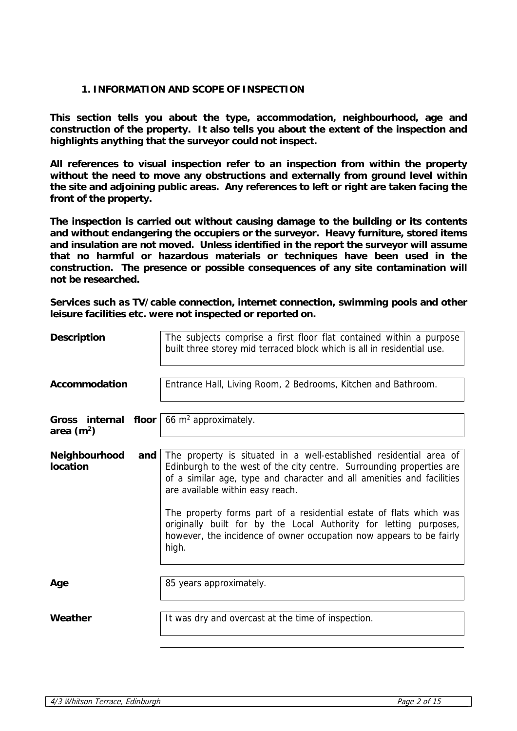## 1. INFORMATION AND SCOPE OF INSPECTION

**This section tells you about the type, accommodation, neighbourhood, age and construction of the property. It also tells you about the extent of the inspection and highlights anything that the surveyor could not inspect.**

**All references to visual inspection refer to an inspection from within the property without the need to move any obstructions and externally from ground level within the site and adjoining public areas. Any references to left or right are taken facing the front of the property.**

**The inspection is carried out without causing damage to the building or its contents and without endangering the occupiers or the surveyor. Heavy furniture, stored items and insulation are not moved. Unless identified in the report the surveyor will assume that no harmful or hazardous materials or techniques have been used in the construction. The presence or possible consequences of any site contamination will not be researched.**

**Services such as TV/cable connection, internet connection, swimming pools and other leisure facilities etc. were not inspected or reported on.**

| | |
|---|---|
| **Description** | The subjects comprise a first floor flat contained within a purpose built three storey mid terraced block which is all in residential use. |
| **Accommodation** | Entrance Hall, Living Room, 2 Bedrooms, Kitchen and Bathroom. |
| **Gross internal floor area ($m^2$)** | 66 $m^2$ approximately. |
| **Neighbourhood and location** | The property is situated in a well-established residential area of Edinburgh to the west of the city centre. Surrounding properties are of a similar age, type and character and all amenities and facilities are available within easy reach.<br><br>The property forms part of a residential estate of flats which was originally built for by the Local Authority for letting purposes, however, the incidence of owner occupation now appears to be fairly high. |
| **Age** | 85 years approximately. |
| **Weather** | It was dry and overcast at the time of inspection. |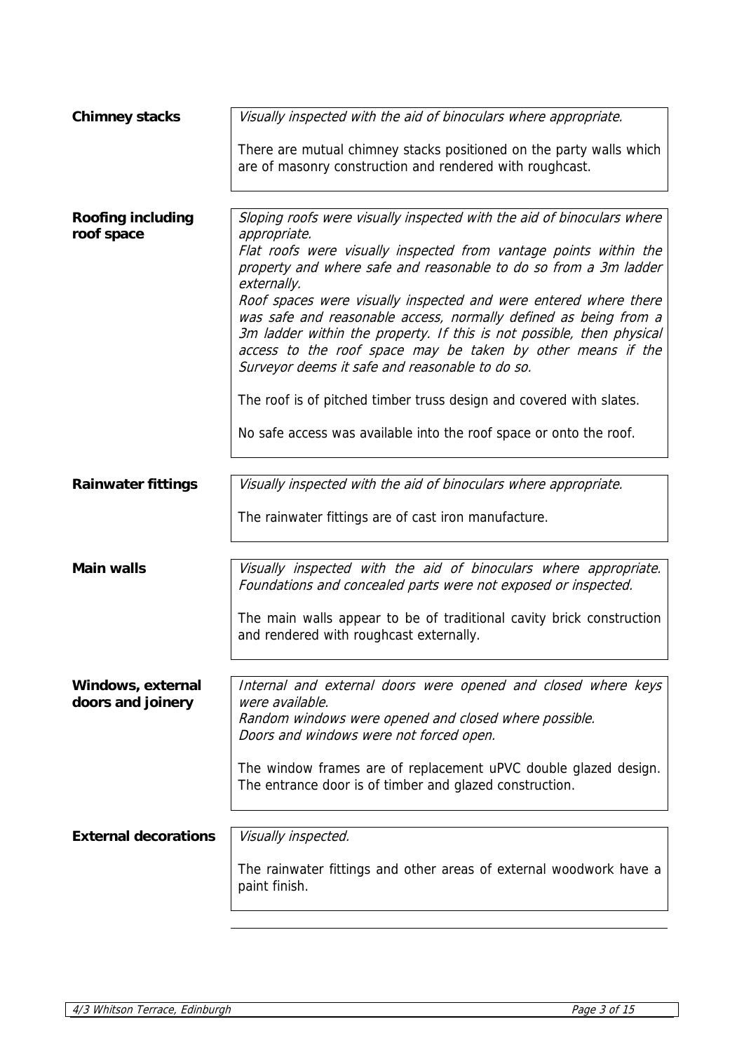**Chimney stacks**

*Visually inspected with the aid of binoculars where appropriate.*

There are mutual chimney stacks positioned on the party walls which are of masonry construction and rendered with roughcast.

**Roofing including roof space**

*Sloping roofs were visually inspected with the aid of binoculars where appropriate.*
*Flat roofs were visually inspected from vantage points within the property and where safe and reasonable to do so from a 3m ladder externally.*
*Roof spaces were visually inspected and were entered where there was safe and reasonable access, normally defined as being from a 3m ladder within the property. If this is not possible, then physical access to the roof space may be taken by other means if the Surveyor deems it safe and reasonable to do so.*

The roof is of pitched timber truss design and covered with slates.

No safe access was available into the roof space or onto the roof.

**Rainwater fittings**

*Visually inspected with the aid of binoculars where appropriate.*

The rainwater fittings are of cast iron manufacture.

**Main walls**

*Visually inspected with the aid of binoculars where appropriate. Foundations and concealed parts were not exposed or inspected.*

The main walls appear to be of traditional cavity brick construction and rendered with roughcast externally.

**Windows, external doors and joinery**

*Internal and external doors were opened and closed where keys were available.*
*Random windows were opened and closed where possible.*
*Doors and windows were not forced open.*

The window frames are of replacement uPVC double glazed design. The entrance door is of timber and glazed construction.

**External decorations**

*Visually inspected.*

The rainwater fittings and other areas of external woodwork have a paint finish.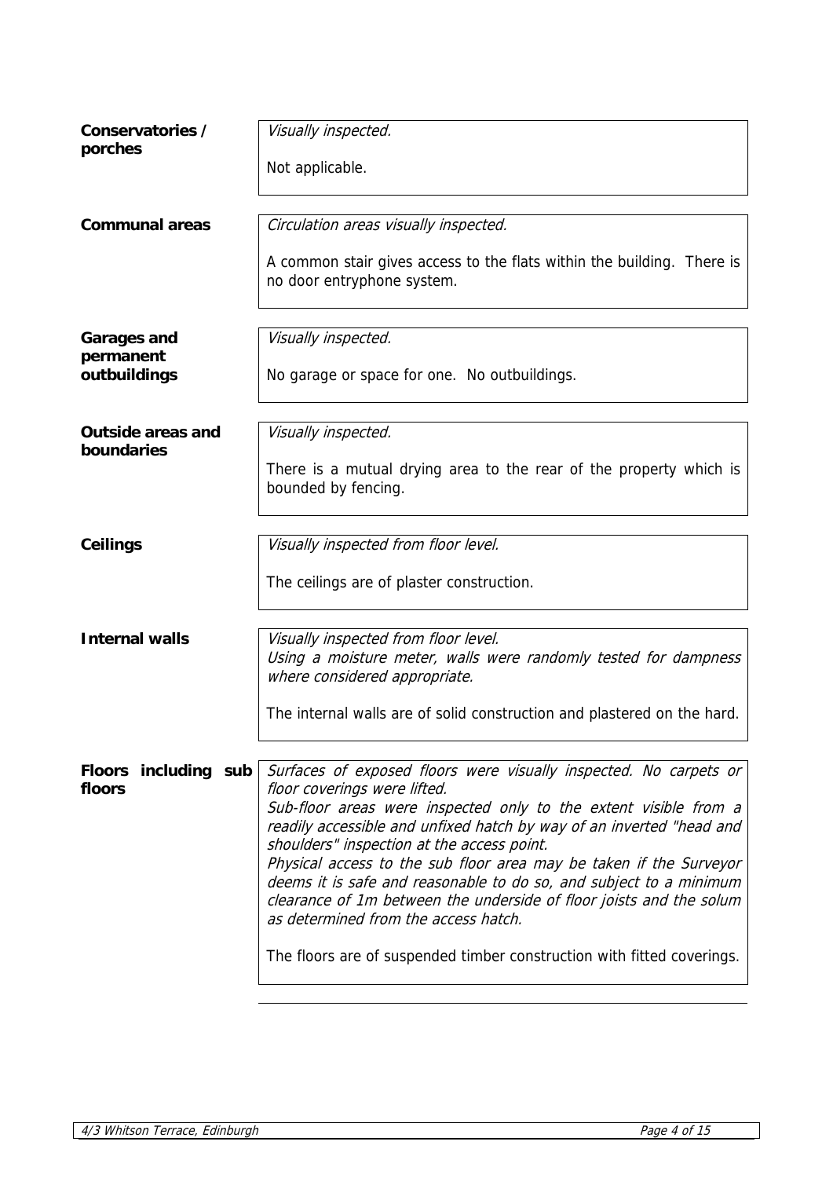| | |
|---|---|
| **Conservatories / porches** | *Visually inspected.*<br><br>Not applicable. |
| **Communal areas** | *Circulation areas visually inspected.*<br><br>A common stair gives access to the flats within the building. There is no door entryphone system. |
| **Garages and permanent outbuildings** | *Visually inspected.*<br><br>No garage or space for one. No outbuildings. |
| **Outside areas and boundaries** | *Visually inspected.*<br><br>There is a mutual drying area to the rear of the property which is bounded by fencing. |
| **Ceilings** | *Visually inspected from floor level.*<br><br>The ceilings are of plaster construction. |
| **Internal walls** | *Visually inspected from floor level.*<br>*Using a moisture meter, walls were randomly tested for dampness where considered appropriate.*<br><br>The internal walls are of solid construction and plastered on the hard. |
| **Floors including sub floors** | *Surfaces of exposed floors were visually inspected. No carpets or floor coverings were lifted.*<br>*Sub-floor areas were inspected only to the extent visible from a readily accessible and unfixed hatch by way of an inverted "head and shoulders" inspection at the access point.*<br>*Physical access to the sub floor area may be taken if the Surveyor deems it is safe and reasonable to do so, and subject to a minimum clearance of 1m between the underside of floor joists and the solum as determined from the access hatch.*<br><br>The floors are of suspended timber construction with fitted coverings. |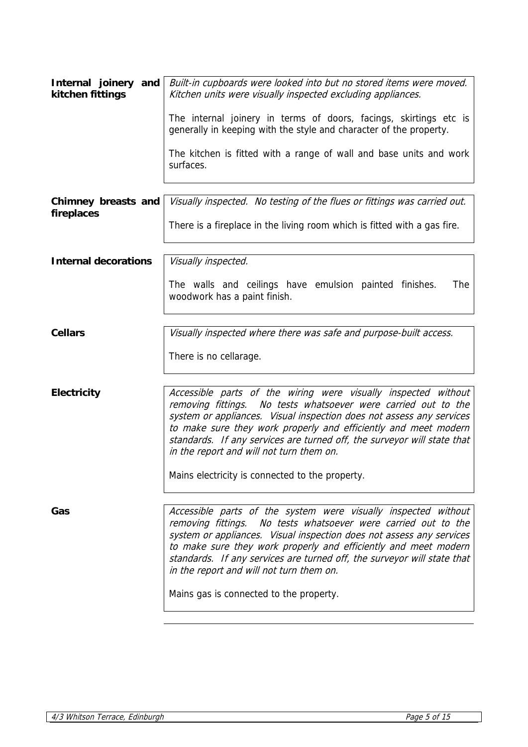**Internal joinery and kitchen fittings**

*Built-in cupboards were looked into but no stored items were moved. Kitchen units were visually inspected excluding appliances.*

The internal joinery in terms of doors, facings, skirtings etc is generally in keeping with the style and character of the property.

The kitchen is fitted with a range of wall and base units and work surfaces.

**Chimney breasts and fireplaces**

*Visually inspected. No testing of the flues or fittings was carried out.*

There is a fireplace in the living room which is fitted with a gas fire.

**Internal decorations**

*Visually inspected.*

The walls and ceilings have emulsion painted finishes. The woodwork has a paint finish.

**Cellars**

*Visually inspected where there was safe and purpose-built access.*

There is no cellarage.

**Electricity**

*Accessible parts of the wiring were visually inspected without removing fittings. No tests whatsoever were carried out to the system or appliances. Visual inspection does not assess any services to make sure they work properly and efficiently and meet modern standards. If any services are turned off, the surveyor will state that in the report and will not turn them on.*

Mains electricity is connected to the property.

**Gas**

*Accessible parts of the system were visually inspected without removing fittings. No tests whatsoever were carried out to the system or appliances. Visual inspection does not assess any services to make sure they work properly and efficiently and meet modern standards. If any services are turned off, the surveyor will state that in the report and will not turn them on.*

Mains gas is connected to the property.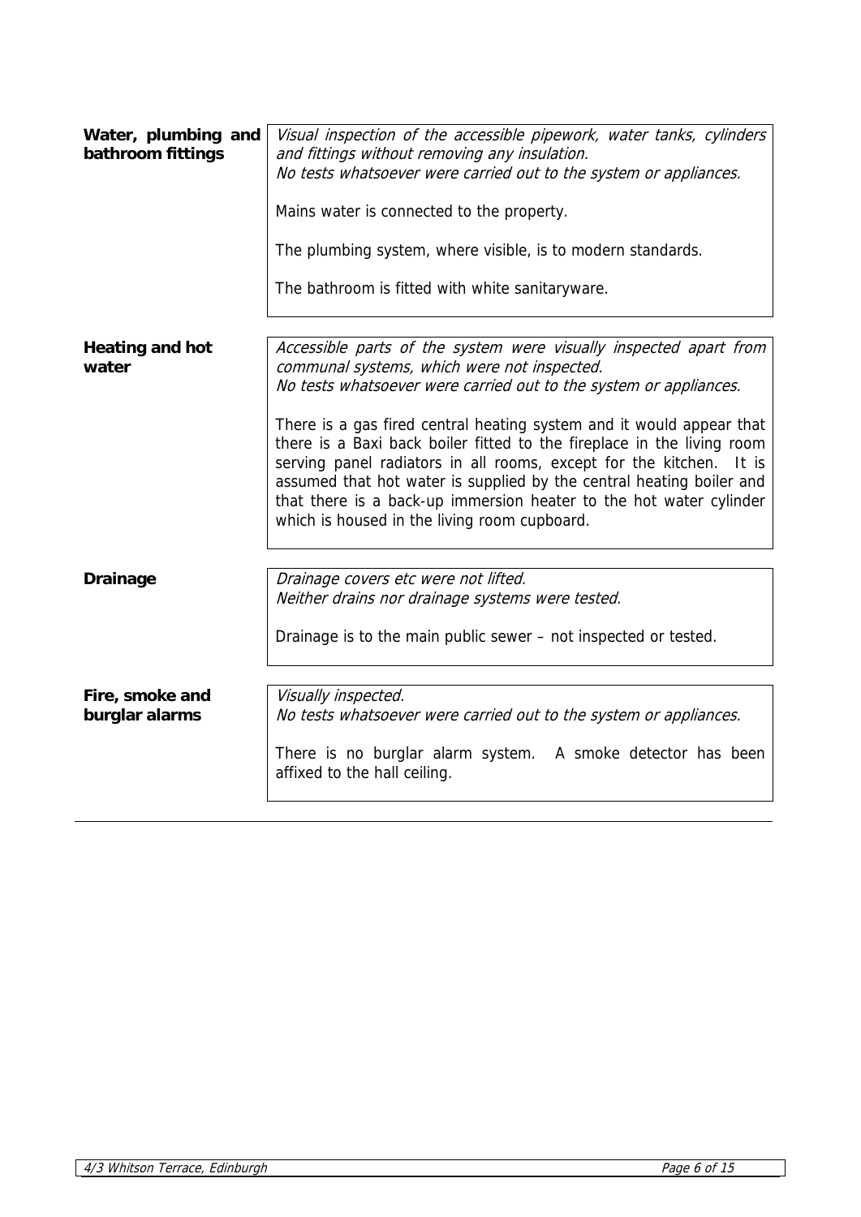| | |
|---|---|
| **Water, plumbing and bathroom fittings** | *Visual inspection of the accessible pipework, water tanks, cylinders and fittings without removing any insulation.*<br>*No tests whatsoever were carried out to the system or appliances.*<br><br>Mains water is connected to the property.<br><br>The plumbing system, where visible, is to modern standards.<br><br>The bathroom is fitted with white sanitaryware. |
| **Heating and hot water** | *Accessible parts of the system were visually inspected apart from communal systems, which were not inspected.*<br>*No tests whatsoever were carried out to the system or appliances.*<br><br>There is a gas fired central heating system and it would appear that there is a Baxi back boiler fitted to the fireplace in the living room serving panel radiators in all rooms, except for the kitchen. It is assumed that hot water is supplied by the central heating boiler and that there is a back-up immersion heater to the hot water cylinder which is housed in the living room cupboard. |
| **Drainage** | *Drainage covers etc were not lifted.*<br>*Neither drains nor drainage systems were tested.*<br><br>Drainage is to the main public sewer – not inspected or tested. |
| **Fire, smoke and burglar alarms** | *Visually inspected.*<br>*No tests whatsoever were carried out to the system or appliances.*<br><br>There is no burglar alarm system. A smoke detector has been affixed to the hall ceiling. |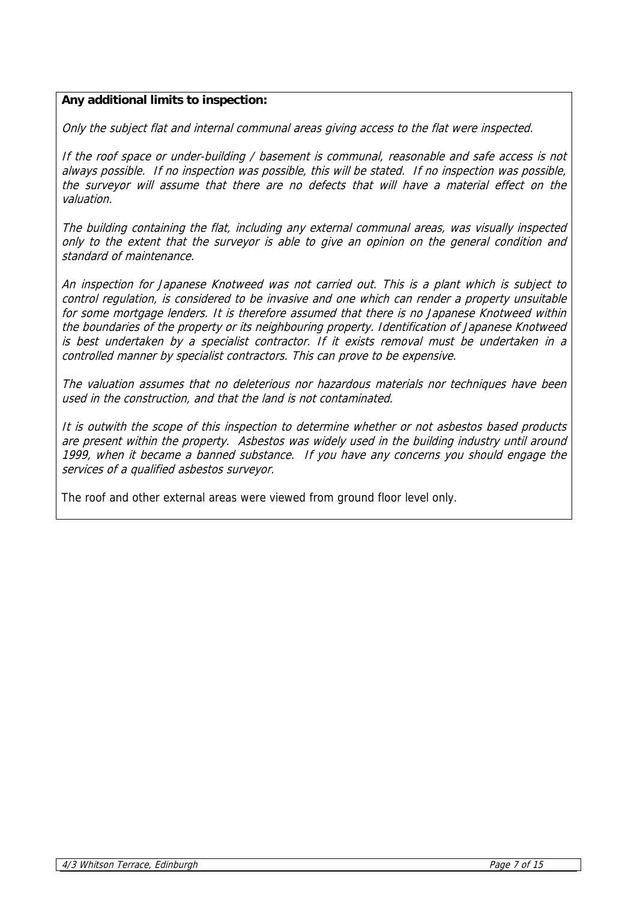**Any additional limits to inspection:**

*Only the subject flat and internal communal areas giving access to the flat were inspected.*

*If the roof space or under-building / basement is communal, reasonable and safe access is not always possible. If no inspection was possible, this will be stated. If no inspection was possible, the surveyor will assume that there are no defects that will have a material effect on the valuation.*

*The building containing the flat, including any external communal areas, was visually inspected only to the extent that the surveyor is able to give an opinion on the general condition and standard of maintenance.*

*An inspection for Japanese Knotweed was not carried out. This is a plant which is subject to control regulation, is considered to be invasive and one which can render a property unsuitable for some mortgage lenders. It is therefore assumed that there is no Japanese Knotweed within the boundaries of the property or its neighbouring property. Identification of Japanese Knotweed is best undertaken by a specialist contractor. If it exists removal must be undertaken in a controlled manner by specialist contractors. This can prove to be expensive.*

*The valuation assumes that no deleterious nor hazardous materials nor techniques have been used in the construction, and that the land is not contaminated.*

*It is outwith the scope of this inspection to determine whether or not asbestos based products are present within the property. Asbestos was widely used in the building industry until around 1999, when it became a banned substance. If you have any concerns you should engage the services of a qualified asbestos surveyor.*

The roof and other external areas were viewed from ground floor level only.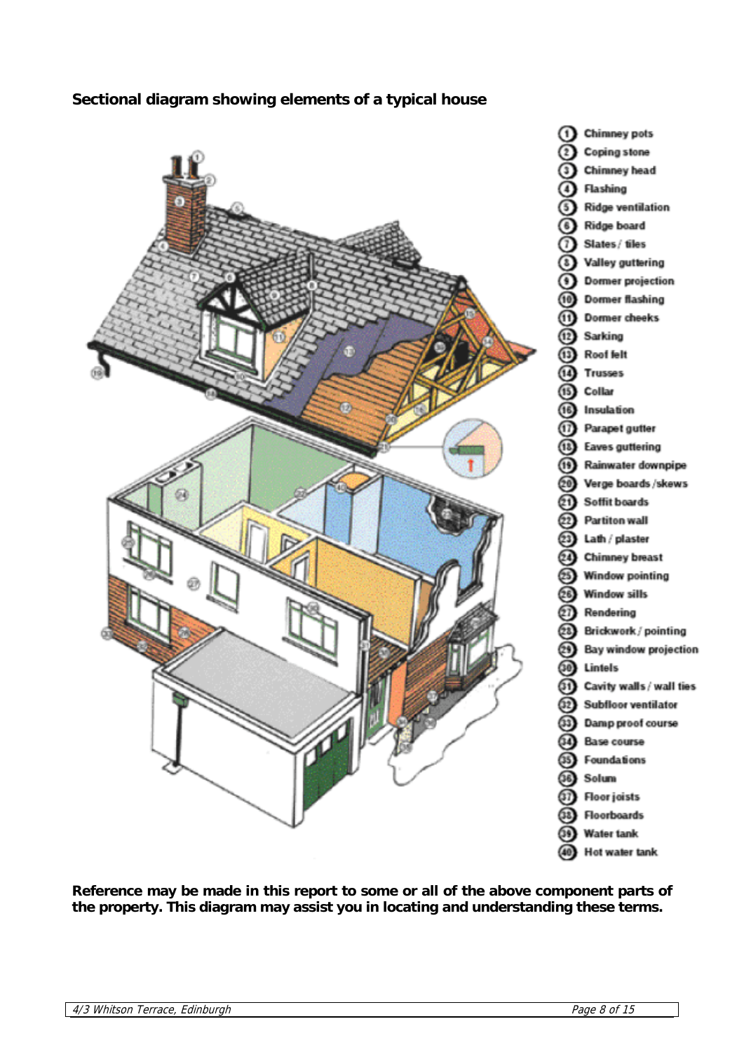**Sectional diagram showing elements of a typical house**

1. Chimney pots
2. Coping stone
3. Chimney head
4. Flashing
5. Ridge ventilation
6. Ridge board
7. Slates / tiles
8. Valley guttering
9. Dormer projection
10. Dormer flashing
11. Dormer cheeks
12. Sarking
13. Roof felt
14. Trusses
15. Collar
16. Insulation
17. Parapet gutter
18. Eaves guttering
19. Rainwater downpipe
20. Verge boards /skews
21. Soffit boards
22. Partiton wall
23. Lath / plaster
24. Chimney breast
25. Window pointing
26. Window sills
27. Rendering
28. Brickwork / pointing
29. Bay window projection
30. Lintels
31. Cavity walls / wall ties
32. Subfloor ventilator
33. Damp proof course
34. Base course
35. Foundations
36. Solum
37. Floor joists
38. Floorboards
39. Water tank
40. Hot water tank

**Reference may be made in this report to some or all of the above component parts of the property. This diagram may assist you in locating and understanding these terms.**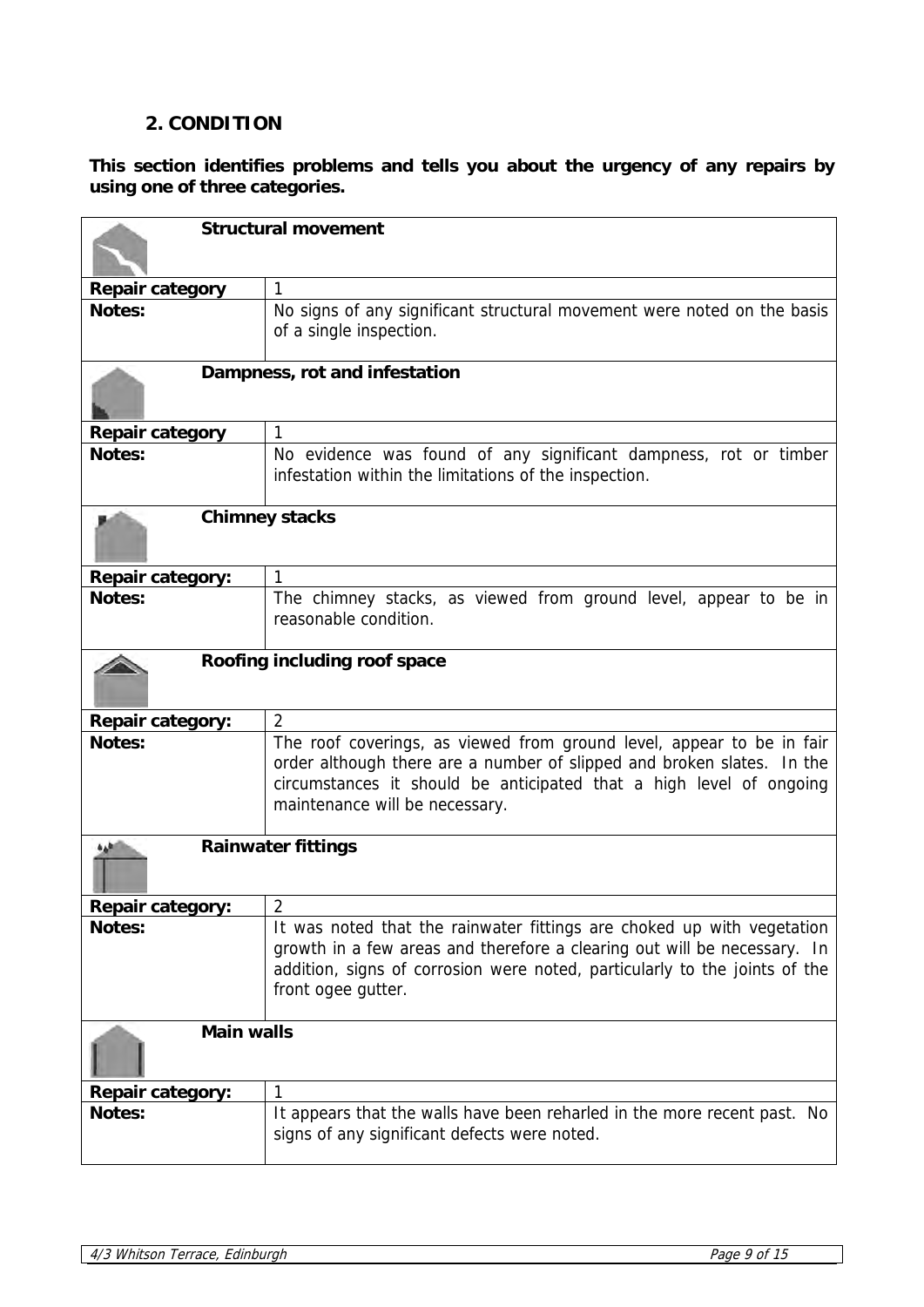## 2. CONDITION

**This section identifies problems and tells you about the urgency of any repairs by using one of three categories.**

| **Structural movement** | |
|---|---|
| **Repair category** | 1 |
| **Notes:** | No signs of any significant structural movement were noted on the basis of a single inspection. |

| **Dampness, rot and infestation** | |
|---|---|
| **Repair category** | 1 |
| **Notes:** | No evidence was found of any significant dampness, rot or timber infestation within the limitations of the inspection. |

| **Chimney stacks** | |
|---|---|
| **Repair category:** | 1 |
| **Notes:** | The chimney stacks, as viewed from ground level, appear to be in reasonable condition. |

| **Roofing including roof space** | |
|---|---|
| **Repair category:** | 2 |
| **Notes:** | The roof coverings, as viewed from ground level, appear to be in fair order although there are a number of slipped and broken slates. In the circumstances it should be anticipated that a high level of ongoing maintenance will be necessary. |

| **Rainwater fittings** | |
|---|---|
| **Repair category:** | 2 |
| **Notes:** | It was noted that the rainwater fittings are choked up with vegetation growth in a few areas and therefore a clearing out will be necessary. In addition, signs of corrosion were noted, particularly to the joints of the front ogee gutter. |

| **Main walls** | |
|---|---|
| **Repair category:** | 1 |
| **Notes:** | It appears that the walls have been reharled in the more recent past. No signs of any significant defects were noted. |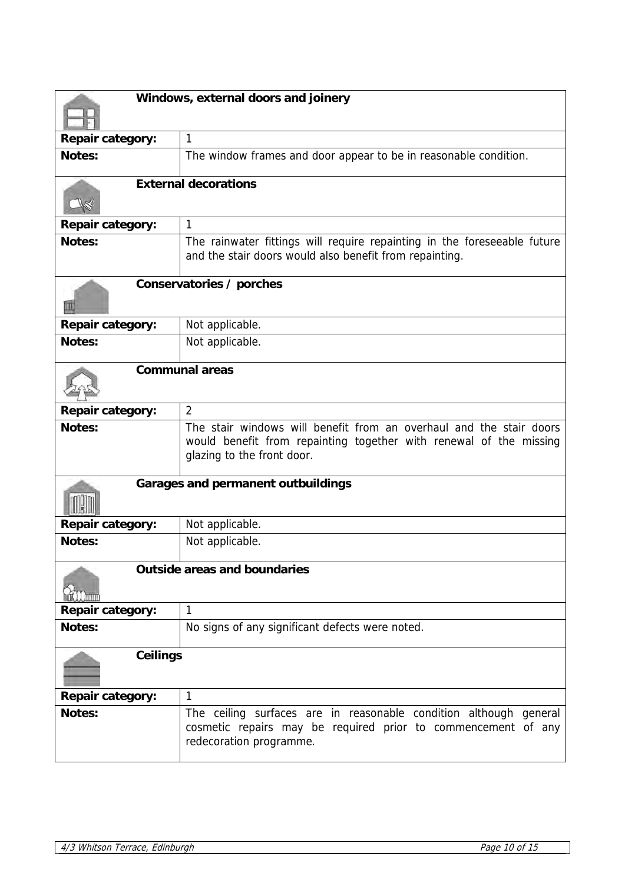| Windows, external doors and joinery | |
|---|---|
| **Repair category:** | 1 |
| **Notes:** | The window frames and door appear to be in reasonable condition. |

| External decorations | |
|---|---|
| **Repair category:** | 1 |
| **Notes:** | The rainwater fittings will require repainting in the foreseeable future and the stair doors would also benefit from repainting. |

| Conservatories / porches | |
|---|---|
| **Repair category:** | Not applicable. |
| **Notes:** | Not applicable. |

| Communal areas | |
|---|---|
| **Repair category:** | 2 |
| **Notes:** | The stair windows will benefit from an overhaul and the stair doors would benefit from repainting together with renewal of the missing glazing to the front door. |

| Garages and permanent outbuildings | |
|---|---|
| **Repair category:** | Not applicable. |
| **Notes:** | Not applicable. |

| Outside areas and boundaries | |
|---|---|
| **Repair category:** | 1 |
| **Notes:** | No signs of any significant defects were noted. |

| Ceilings | |
|---|---|
| **Repair category:** | 1 |
| **Notes:** | The ceiling surfaces are in reasonable condition although general cosmetic repairs may be required prior to commencement of any redecoration programme. |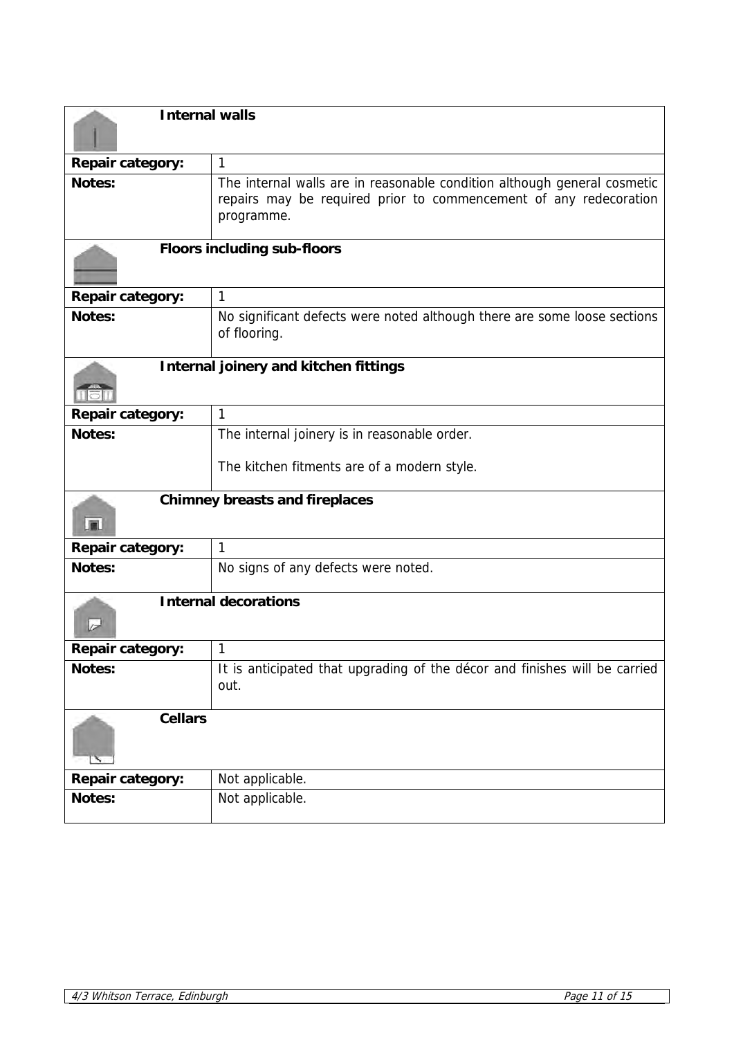### Internal walls

| | |
|---|---|
| **Repair category:** | 1 |
| **Notes:** | The internal walls are in reasonable condition although general cosmetic repairs may be required prior to commencement of any redecoration programme. |

### Floors including sub-floors

| | |
|---|---|
| **Repair category:** | 1 |
| **Notes:** | No significant defects were noted although there are some loose sections of flooring. |

### Internal joinery and kitchen fittings

| | |
|---|---|
| **Repair category:** | 1 |
| **Notes:** | The internal joinery is in reasonable order.<br><br>The kitchen fitments are of a modern style. |

### Chimney breasts and fireplaces

| | |
|---|---|
| **Repair category:** | 1 |
| **Notes:** | No signs of any defects were noted. |

### Internal decorations

| | |
|---|---|
| **Repair category:** | 1 |
| **Notes:** | It is anticipated that upgrading of the décor and finishes will be carried out. |

### Cellars

| | |
|---|---|
| **Repair category:** | Not applicable. |
| **Notes:** | Not applicable. |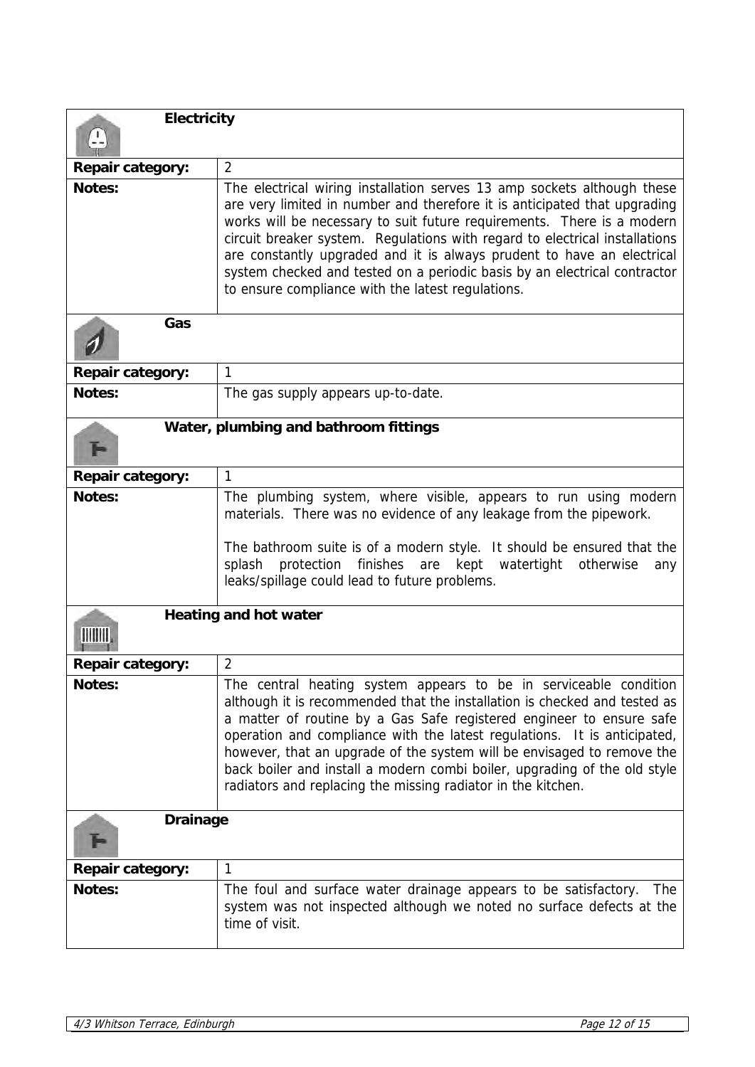## Electricity

| | |
|---|---|
| **Repair category:** | 2 |
| **Notes:** | The electrical wiring installation serves 13 amp sockets although these are very limited in number and therefore it is anticipated that upgrading works will be necessary to suit future requirements. There is a modern circuit breaker system. Regulations with regard to electrical installations are constantly upgraded and it is always prudent to have an electrical system checked and tested on a periodic basis by an electrical contractor to ensure compliance with the latest regulations. |

## Gas

| | |
|---|---|
| **Repair category:** | 1 |
| **Notes:** | The gas supply appears up-to-date. |

## Water, plumbing and bathroom fittings

| | |
|---|---|
| **Repair category:** | 1 |
| **Notes:** | The plumbing system, where visible, appears to run using modern materials. There was no evidence of any leakage from the pipework.<br><br>The bathroom suite is of a modern style. It should be ensured that the splash protection finishes are kept watertight otherwise any leaks/spillage could lead to future problems. |

## Heating and hot water

| | |
|---|---|
| **Repair category:** | 2 |
| **Notes:** | The central heating system appears to be in serviceable condition although it is recommended that the installation is checked and tested as a matter of routine by a Gas Safe registered engineer to ensure safe operation and compliance with the latest regulations. It is anticipated, however, that an upgrade of the system will be envisaged to remove the back boiler and install a modern combi boiler, upgrading of the old style radiators and replacing the missing radiator in the kitchen. |

## Drainage

| | |
|---|---|
| **Repair category:** | 1 |
| **Notes:** | The foul and surface water drainage appears to be satisfactory. The system was not inspected although we noted no surface defects at the time of visit. |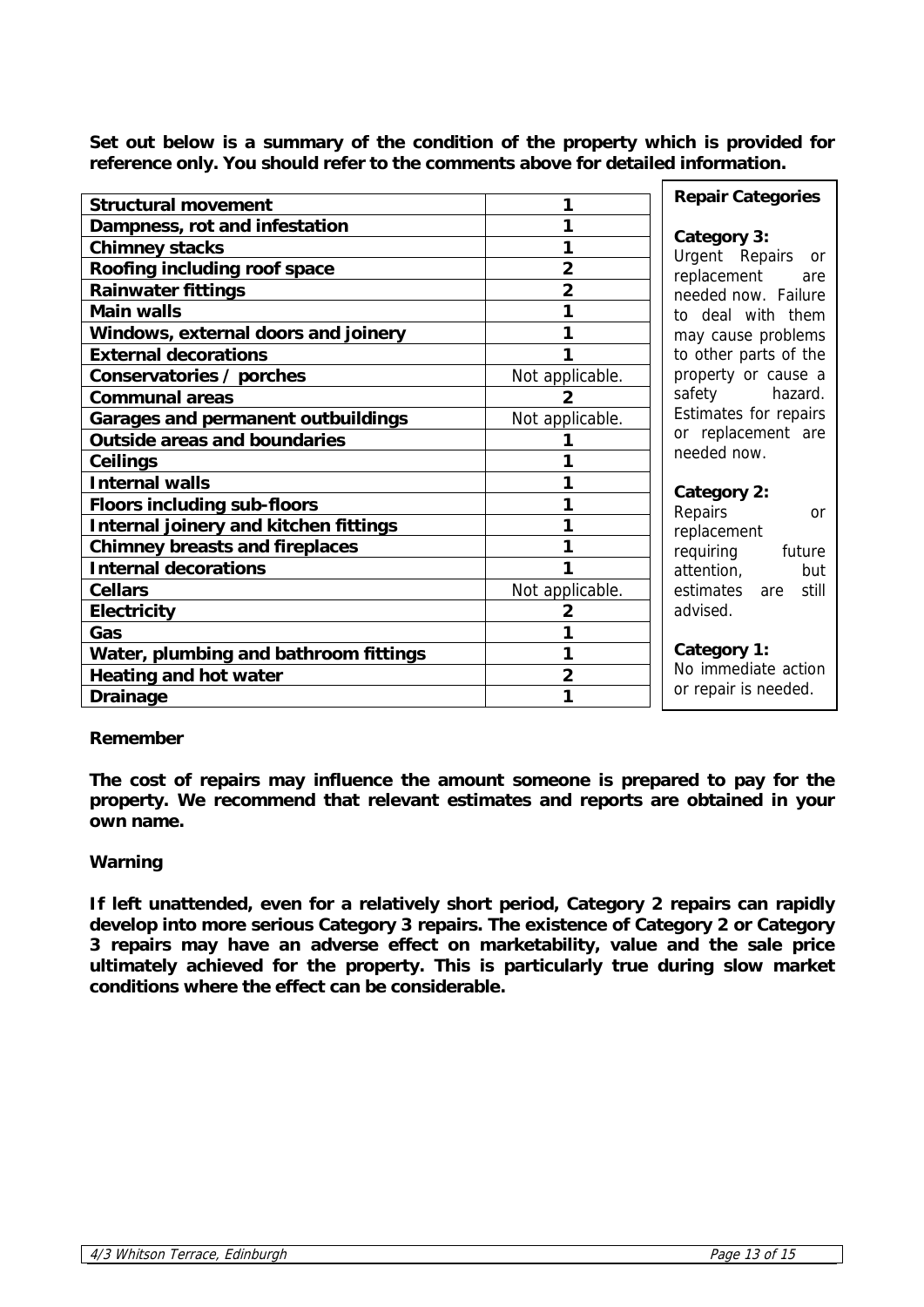**Set out below is a summary of the condition of the property which is provided for reference only. You should refer to the comments above for detailed information.**

| | |
|---|---|
| **Structural movement** | 1 |
| **Dampness, rot and infestation** | 1 |
| **Chimney stacks** | 1 |
| **Roofing including roof space** | 2 |
| **Rainwater fittings** | 2 |
| **Main walls** | 1 |
| **Windows, external doors and joinery** | 1 |
| **External decorations** | 1 |
| **Conservatories / porches** | Not applicable. |
| **Communal areas** | 2 |
| **Garages and permanent outbuildings** | Not applicable. |
| **Outside areas and boundaries** | 1 |
| **Ceilings** | 1 |
| **Internal walls** | 1 |
| **Floors including sub-floors** | 1 |
| **Internal joinery and kitchen fittings** | 1 |
| **Chimney breasts and fireplaces** | 1 |
| **Internal decorations** | 1 |
| **Cellars** | Not applicable. |
| **Electricity** | 2 |
| **Gas** | 1 |
| **Water, plumbing and bathroom fittings** | 1 |
| **Heating and hot water** | 2 |
| **Drainage** | 1 |

**Repair Categories**

**Category 3:**
Urgent Repairs or replacement are needed now. Failure to deal with them may cause problems to other parts of the property or cause a safety hazard. Estimates for repairs or replacement are needed now.

**Category 2:**
Repairs or replacement requiring future attention, but estimates are still advised.

**Category 1:**
No immediate action or repair is needed.

**Remember**

**The cost of repairs may influence the amount someone is prepared to pay for the property. We recommend that relevant estimates and reports are obtained in your own name.**

**Warning**

**If left unattended, even for a relatively short period, Category 2 repairs can rapidly develop into more serious Category 3 repairs. The existence of Category 2 or Category 3 repairs may have an adverse effect on marketability, value and the sale price ultimately achieved for the property. This is particularly true during slow market conditions where the effect can be considerable.**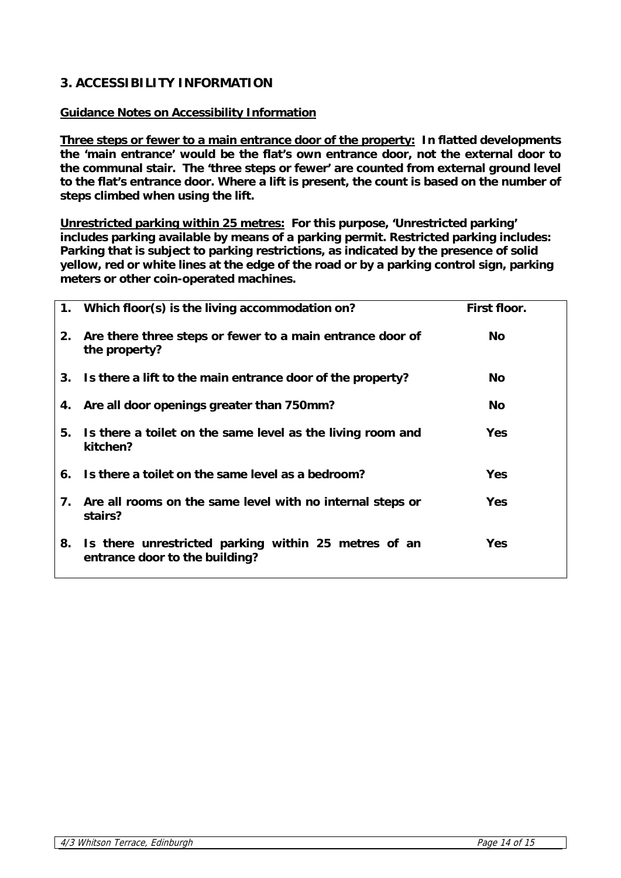## 3. ACCESSIBILITY INFORMATION

**Guidance Notes on Accessibility Information**

**Three steps or fewer to a main entrance door of the property:** **In flatted developments the 'main entrance' would be the flat's own entrance door, not the external door to the communal stair. The 'three steps or fewer' are counted from external ground level to the flat's entrance door. Where a lift is present, the count is based on the number of steps climbed when using the lift.**

**Unrestricted parking within 25 metres:** **For this purpose, 'Unrestricted parking' includes parking available by means of a parking permit. Restricted parking includes: Parking that is subject to parking restrictions, as indicated by the presence of solid yellow, red or white lines at the edge of the road or by a parking control sign, parking meters or other coin-operated machines.**

| | | |
|---|---|---|
| **1.** | **Which floor(s) is the living accommodation on?** | **First floor.** |
| **2.** | **Are there three steps or fewer to a main entrance door of the property?** | **No** |
| **3.** | **Is there a lift to the main entrance door of the property?** | **No** |
| **4.** | **Are all door openings greater than 750mm?** | **No** |
| **5.** | **Is there a toilet on the same level as the living room and kitchen?** | **Yes** |
| **6.** | **Is there a toilet on the same level as a bedroom?** | **Yes** |
| **7.** | **Are all rooms on the same level with no internal steps or stairs?** | **Yes** |
| **8.** | **Is there unrestricted parking within 25 metres of an entrance door to the building?** | **Yes** |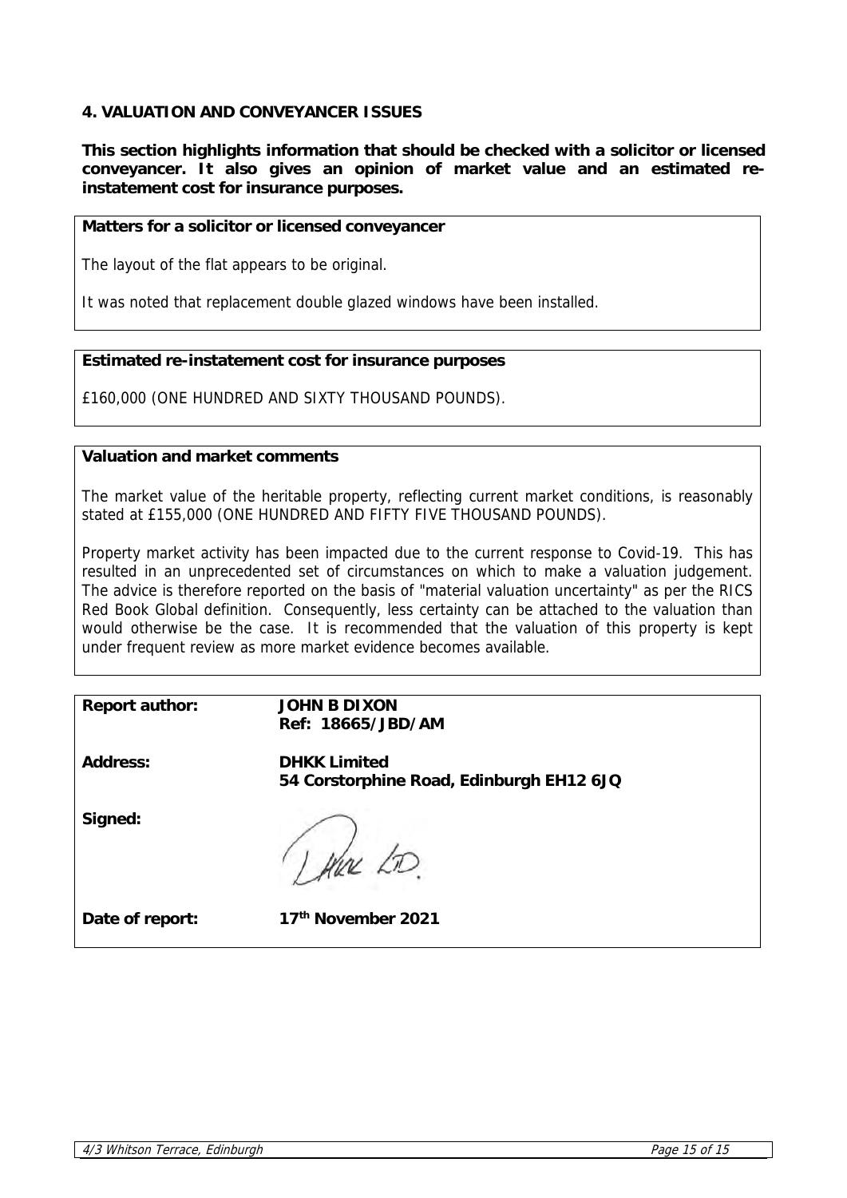## 4. VALUATION AND CONVEYANCER ISSUES

**This section highlights information that should be checked with a solicitor or licensed conveyancer. It also gives an opinion of market value and an estimated re-instatement cost for insurance purposes.**

### Matters for a solicitor or licensed conveyancer

The layout of the flat appears to be original.

It was noted that replacement double glazed windows have been installed.

### Estimated re-instatement cost for insurance purposes

£160,000 (ONE HUNDRED AND SIXTY THOUSAND POUNDS).

### Valuation and market comments

The market value of the heritable property, reflecting current market conditions, is reasonably stated at £155,000 (ONE HUNDRED AND FIFTY FIVE THOUSAND POUNDS).

Property market activity has been impacted due to the current response to Covid-19. This has resulted in an unprecedented set of circumstances on which to make a valuation judgement. The advice is therefore reported on the basis of "material valuation uncertainty" as per the RICS Red Book Global definition. Consequently, less certainty can be attached to the valuation than would otherwise be the case. It is recommended that the valuation of this property is kept under frequent review as more market evidence becomes available.

| | |
|---|---|
| **Report author:** | **JOHN B DIXON**<br>**Ref: 18665/JBD/AM** |
| **Address:** | **DHKK Limited**<br>**54 Corstorphine Road, Edinburgh EH12 6JQ** |
| **Signed:** | DHKK LTD. |
| **Date of report:** | **17th November 2021** |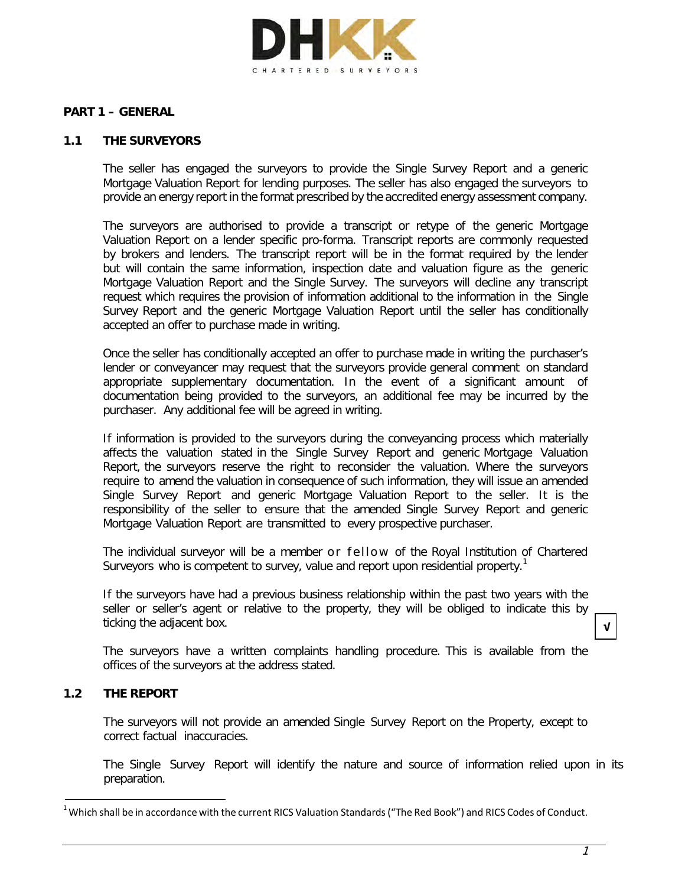DHKK

CHARTERED SURVEYORS

## PART 1 – GENERAL

### 1.1 THE SURVEYORS

The seller has engaged the surveyors to provide the Single Survey Report and a generic Mortgage Valuation Report for lending purposes. The seller has also engaged the surveyors to provide an energy report in the format prescribed by the accredited energy assessment company.

The surveyors are authorised to provide a transcript or retype of the generic Mortgage Valuation Report on a lender specific pro-forma. Transcript reports are commonly requested by brokers and lenders. The transcript report will be in the format required by the lender but will contain the same information, inspection date and valuation figure as the generic Mortgage Valuation Report and the Single Survey. The surveyors will decline any transcript request which requires the provision of information additional to the information in the Single Survey Report and the generic Mortgage Valuation Report until the seller has conditionally accepted an offer to purchase made in writing.

Once the seller has conditionally accepted an offer to purchase made in writing the purchaser's lender or conveyancer may request that the surveyors provide general comment on standard appropriate supplementary documentation. In the event of a significant amount of documentation being provided to the surveyors, an additional fee may be incurred by the purchaser. Any additional fee will be agreed in writing.

If information is provided to the surveyors during the conveyancing process which materially affects the valuation stated in the Single Survey Report and generic Mortgage Valuation Report, the surveyors reserve the right to reconsider the valuation. Where the surveyors require to amend the valuation in consequence of such information, they will issue an amended Single Survey Report and generic Mortgage Valuation Report to the seller. It is the responsibility of the seller to ensure that the amended Single Survey Report and generic Mortgage Valuation Report are transmitted to every prospective purchaser.

The individual surveyor will be a member or fellow of the Royal Institution of Chartered Surveyors who is competent to survey, value and report upon residential property.[1]

If the surveyors have had a previous business relationship within the past two years with the seller or seller's agent or relative to the property, they will be obliged to indicate this by ticking the adjacent box. √

The surveyors have a written complaints handling procedure. This is available from the offices of the surveyors at the address stated.

### 1.2 THE REPORT

The surveyors will not provide an amended Single Survey Report on the Property, except to correct factual inaccuracies.

The Single Survey Report will identify the nature and source of information relied upon in its preparation.

[1] Which shall be in accordance with the current RICS Valuation Standards ("The Red Book") and RICS Codes of Conduct.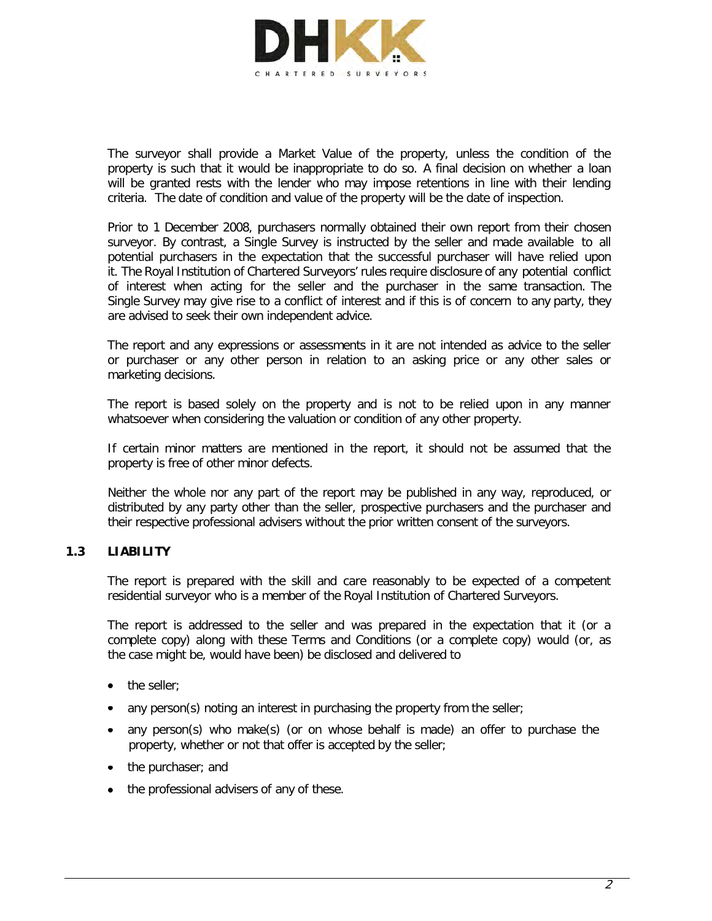The surveyor shall provide a Market Value of the property, unless the condition of the property is such that it would be inappropriate to do so. A final decision on whether a loan will be granted rests with the lender who may impose retentions in line with their lending criteria. The date of condition and value of the property will be the date of inspection.

Prior to 1 December 2008, purchasers normally obtained their own report from their chosen surveyor. By contrast, a Single Survey is instructed by the seller and made available to all potential purchasers in the expectation that the successful purchaser will have relied upon it. The Royal Institution of Chartered Surveyors' rules require disclosure of any potential conflict of interest when acting for the seller and the purchaser in the same transaction. The Single Survey may give rise to a conflict of interest and if this is of concern to any party, they are advised to seek their own independent advice.

The report and any expressions or assessments in it are not intended as advice to the seller or purchaser or any other person in relation to an asking price or any other sales or marketing decisions.

The report is based solely on the property and is not to be relied upon in any manner whatsoever when considering the valuation or condition of any other property.

If certain minor matters are mentioned in the report, it should not be assumed that the property is free of other minor defects.

Neither the whole nor any part of the report may be published in any way, reproduced, or distributed by any party other than the seller, prospective purchasers and the purchaser and their respective professional advisers without the prior written consent of the surveyors.

### 1.3 LIABILITY

The report is prepared with the skill and care reasonably to be expected of a competent residential surveyor who is a member of the Royal Institution of Chartered Surveyors.

The report is addressed to the seller and was prepared in the expectation that it (or a complete copy) along with these Terms and Conditions (or a complete copy) would (or, as the case might be, would have been) be disclosed and delivered to

- the seller;
- any person(s) noting an interest in purchasing the property from the seller;
- any person(s) who make(s) (or on whose behalf is made) an offer to purchase the property, whether or not that offer is accepted by the seller;
- the purchaser; and
- the professional advisers of any of these.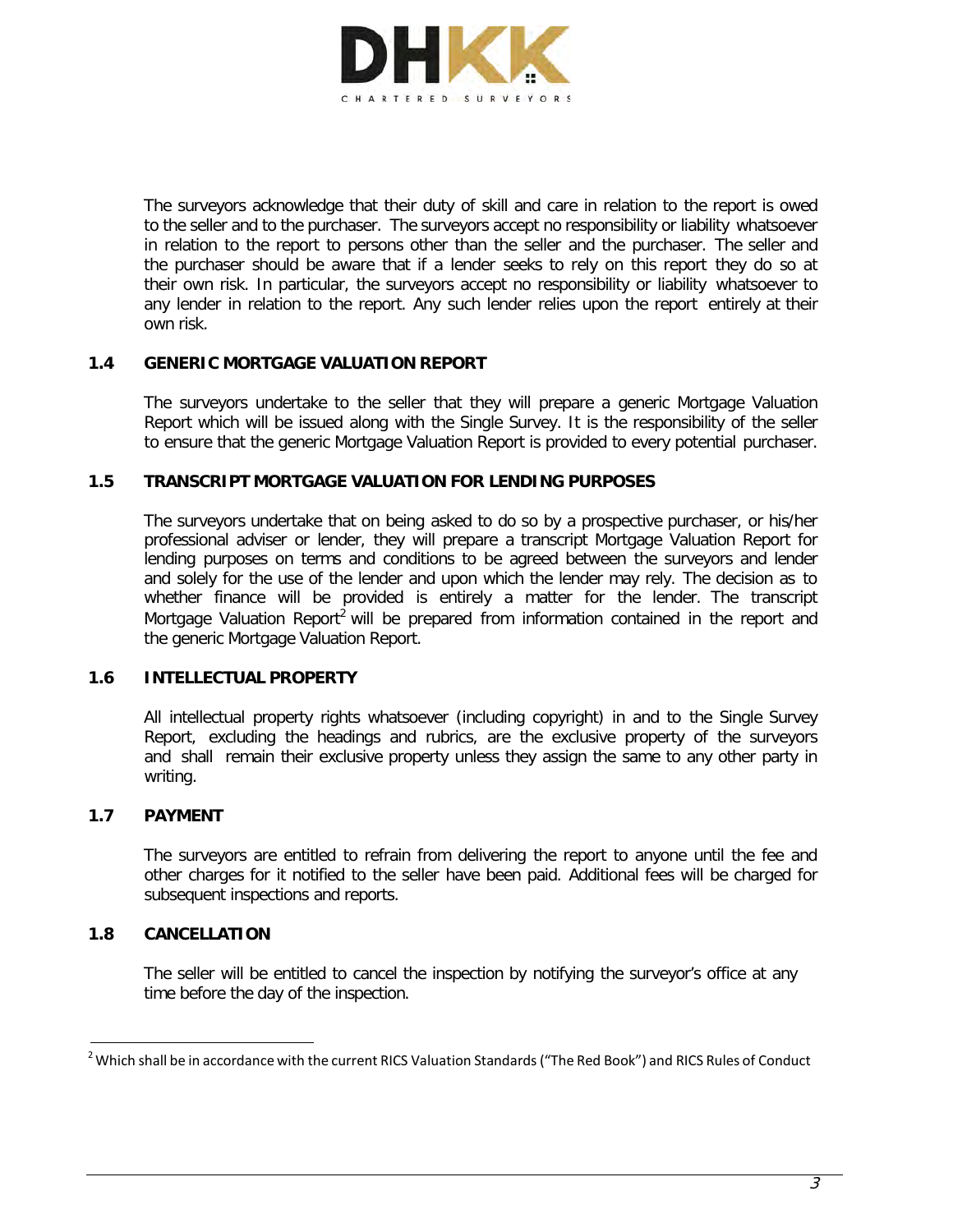The surveyors acknowledge that their duty of skill and care in relation to the report is owed to the seller and to the purchaser. The surveyors accept no responsibility or liability whatsoever in relation to the report to persons other than the seller and the purchaser. The seller and the purchaser should be aware that if a lender seeks to rely on this report they do so at their own risk. In particular, the surveyors accept no responsibility or liability whatsoever to any lender in relation to the report. Any such lender relies upon the report entirely at their own risk.

### 1.4 GENERIC MORTGAGE VALUATION REPORT

The surveyors undertake to the seller that they will prepare a generic Mortgage Valuation Report which will be issued along with the Single Survey. It is the responsibility of the seller to ensure that the generic Mortgage Valuation Report is provided to every potential purchaser.

### 1.5 TRANSCRIPT MORTGAGE VALUATION FOR LENDING PURPOSES

The surveyors undertake that on being asked to do so by a prospective purchaser, or his/her professional adviser or lender, they will prepare a transcript Mortgage Valuation Report for lending purposes on terms and conditions to be agreed between the surveyors and lender and solely for the use of the lender and upon which the lender may rely. The decision as to whether finance will be provided is entirely a matter for the lender. The transcript Mortgage Valuation Report[2] will be prepared from information contained in the report and the generic Mortgage Valuation Report.

### 1.6 INTELLECTUAL PROPERTY

All intellectual property rights whatsoever (including copyright) in and to the Single Survey Report, excluding the headings and rubrics, are the exclusive property of the surveyors and shall remain their exclusive property unless they assign the same to any other party in writing.

### 1.7 PAYMENT

The surveyors are entitled to refrain from delivering the report to anyone until the fee and other charges for it notified to the seller have been paid. Additional fees will be charged for subsequent inspections and reports.

### 1.8 CANCELLATION

The seller will be entitled to cancel the inspection by notifying the surveyor's office at any time before the day of the inspection.

---

[2] Which shall be in accordance with the current RICS Valuation Standards ("The Red Book") and RICS Rules of Conduct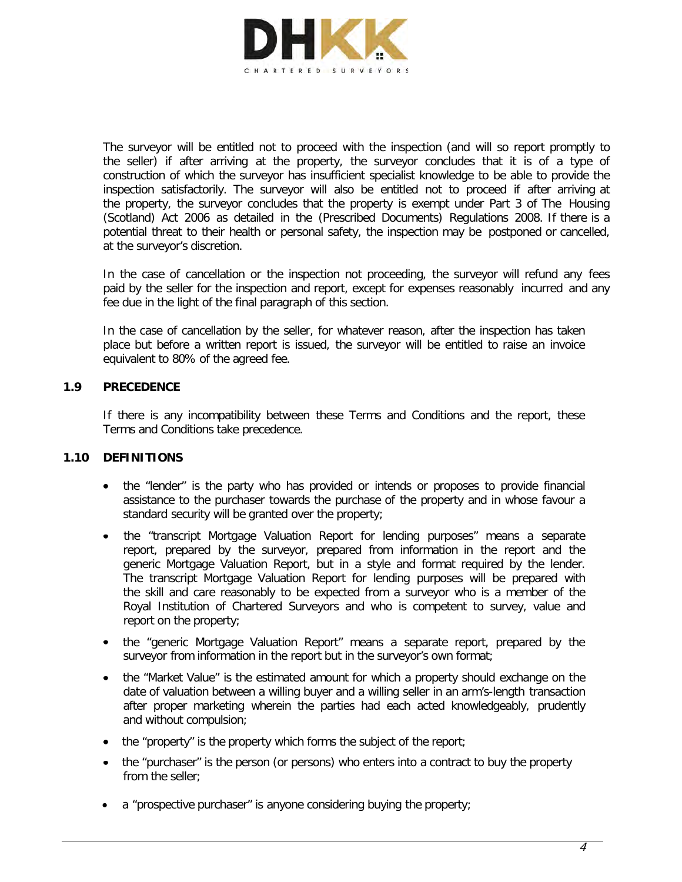The surveyor will be entitled not to proceed with the inspection (and will so report promptly to the seller) if after arriving at the property, the surveyor concludes that it is of a type of construction of which the surveyor has insufficient specialist knowledge to be able to provide the inspection satisfactorily. The surveyor will also be entitled not to proceed if after arriving at the property, the surveyor concludes that the property is exempt under Part 3 of The Housing (Scotland) Act 2006 as detailed in the (Prescribed Documents) Regulations 2008. If there is a potential threat to their health or personal safety, the inspection may be postponed or cancelled, at the surveyor's discretion.

In the case of cancellation or the inspection not proceeding, the surveyor will refund any fees paid by the seller for the inspection and report, except for expenses reasonably incurred and any fee due in the light of the final paragraph of this section.

In the case of cancellation by the seller, for whatever reason, after the inspection has taken place but before a written report is issued, the surveyor will be entitled to raise an invoice equivalent to 80% of the agreed fee.

## 1.9 PRECEDENCE

If there is any incompatibility between these Terms and Conditions and the report, these Terms and Conditions take precedence.

## 1.10 DEFINITIONS

- the "lender" is the party who has provided or intends or proposes to provide financial assistance to the purchaser towards the purchase of the property and in whose favour a standard security will be granted over the property;
- the "transcript Mortgage Valuation Report for lending purposes" means a separate report, prepared by the surveyor, prepared from information in the report and the generic Mortgage Valuation Report, but in a style and format required by the lender. The transcript Mortgage Valuation Report for lending purposes will be prepared with the skill and care reasonably to be expected from a surveyor who is a member of the Royal Institution of Chartered Surveyors and who is competent to survey, value and report on the property;
- the "generic Mortgage Valuation Report" means a separate report, prepared by the surveyor from information in the report but in the surveyor's own format;
- the "Market Value" is the estimated amount for which a property should exchange on the date of valuation between a willing buyer and a willing seller in an arm's-length transaction after proper marketing wherein the parties had each acted knowledgeably, prudently and without compulsion;
- the "property" is the property which forms the subject of the report;
- the "purchaser" is the person (or persons) who enters into a contract to buy the property from the seller;
- a "prospective purchaser" is anyone considering buying the property;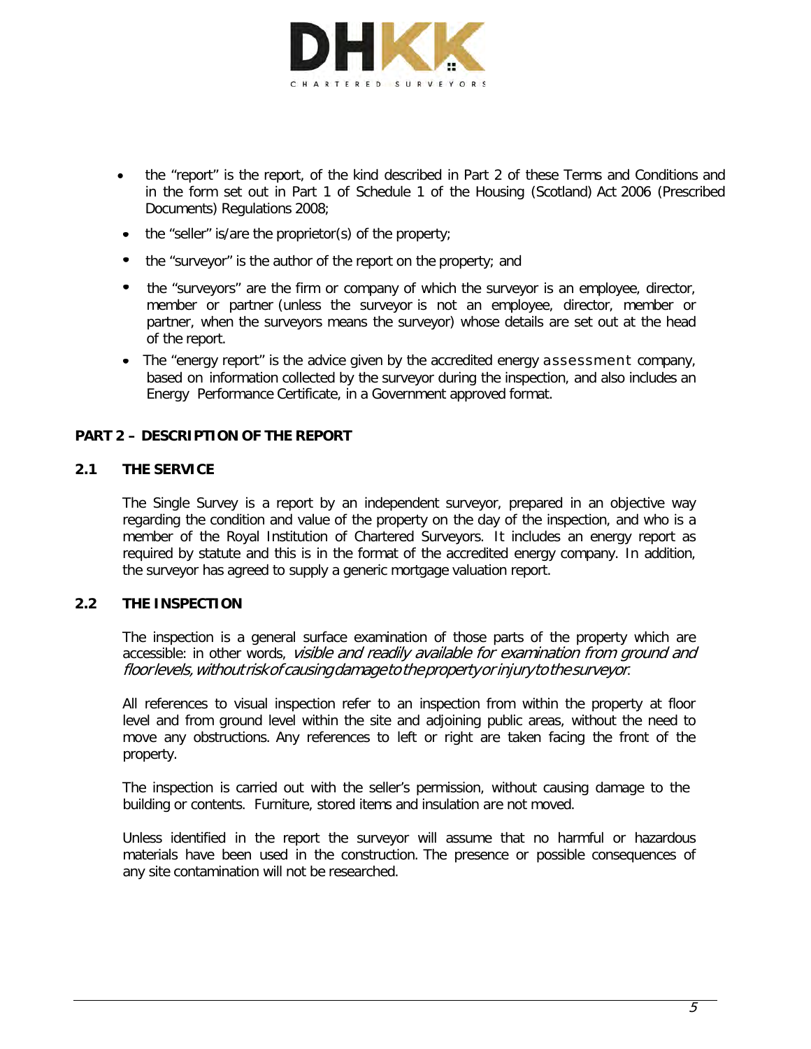- the "report" is the report, of the kind described in Part 2 of these Terms and Conditions and in the form set out in Part 1 of Schedule 1 of the Housing (Scotland) Act 2006 (Prescribed Documents) Regulations 2008;
- the "seller" is/are the proprietor(s) of the property;
- the "surveyor" is the author of the report on the property; and
- the "surveyors" are the firm or company of which the surveyor is an employee, director, member or partner (unless the surveyor is not an employee, director, member or partner, when the surveyors means the surveyor) whose details are set out at the head of the report.
- The "energy report" is the advice given by the accredited energy assessment company, based on information collected by the surveyor during the inspection, and also includes an Energy Performance Certificate, in a Government approved format.

## PART 2 – DESCRIPTION OF THE REPORT

### 2.1 THE SERVICE

The Single Survey is a report by an independent surveyor, prepared in an objective way regarding the condition and value of the property on the day of the inspection, and who is a member of the Royal Institution of Chartered Surveyors. It includes an energy report as required by statute and this is in the format of the accredited energy company. In addition, the surveyor has agreed to supply a generic mortgage valuation report.

### 2.2 THE INSPECTION

The inspection is a general surface examination of those parts of the property which are accessible: in other words, *visible and readily available for examination from ground and floor levels, without risk of causing damage to the property or injury to the surveyor*.

All references to visual inspection refer to an inspection from within the property at floor level and from ground level within the site and adjoining public areas, without the need to move any obstructions. Any references to left or right are taken facing the front of the property.

The inspection is carried out with the seller's permission, without causing damage to the building or contents. Furniture, stored items and insulation are not moved.

Unless identified in the report the surveyor will assume that no harmful or hazardous materials have been used in the construction. The presence or possible consequences of any site contamination will not be researched.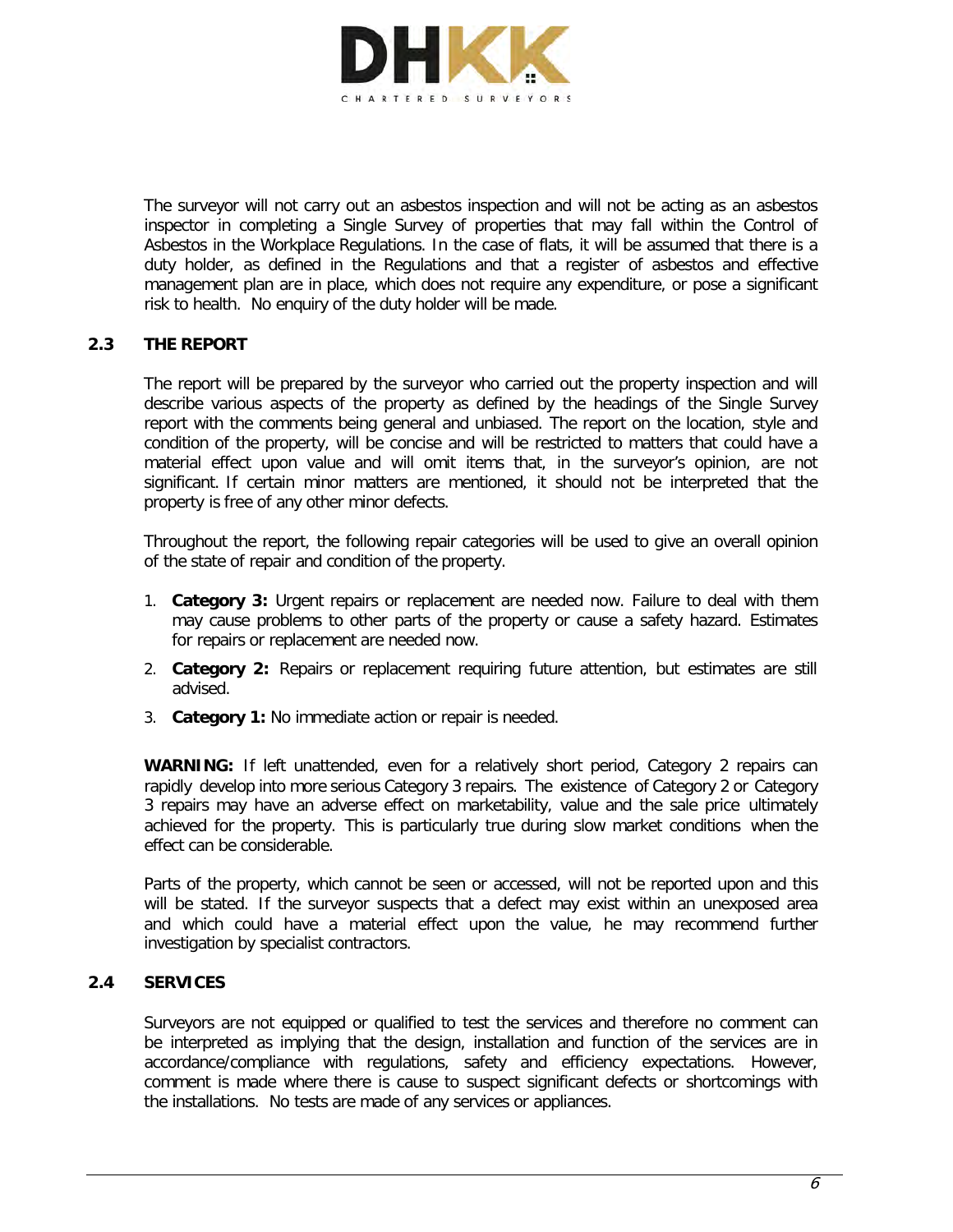The surveyor will not carry out an asbestos inspection and will not be acting as an asbestos inspector in completing a Single Survey of properties that may fall within the Control of Asbestos in the Workplace Regulations. In the case of flats, it will be assumed that there is a duty holder, as defined in the Regulations and that a register of asbestos and effective management plan are in place, which does not require any expenditure, or pose a significant risk to health. No enquiry of the duty holder will be made.

### 2.3 THE REPORT

The report will be prepared by the surveyor who carried out the property inspection and will describe various aspects of the property as defined by the headings of the Single Survey report with the comments being general and unbiased. The report on the location, style and condition of the property, will be concise and will be restricted to matters that could have a material effect upon value and will omit items that, in the surveyor's opinion, are not significant. If certain minor matters are mentioned, it should not be interpreted that the property is free of any other minor defects.

Throughout the report, the following repair categories will be used to give an overall opinion of the state of repair and condition of the property.

1. **Category 3:** Urgent repairs or replacement are needed now. Failure to deal with them may cause problems to other parts of the property or cause a safety hazard. Estimates for repairs or replacement are needed now.
2. **Category 2:** Repairs or replacement requiring future attention, but estimates are still advised.
3. **Category 1:** No immediate action or repair is needed.

**WARNING:** If left unattended, even for a relatively short period, Category 2 repairs can rapidly develop into more serious Category 3 repairs. The existence of Category 2 or Category 3 repairs may have an adverse effect on marketability, value and the sale price ultimately achieved for the property. This is particularly true during slow market conditions when the effect can be considerable.

Parts of the property, which cannot be seen or accessed, will not be reported upon and this will be stated. If the surveyor suspects that a defect may exist within an unexposed area and which could have a material effect upon the value, he may recommend further investigation by specialist contractors.

### 2.4 SERVICES

Surveyors are not equipped or qualified to test the services and therefore no comment can be interpreted as implying that the design, installation and function of the services are in accordance/compliance with regulations, safety and efficiency expectations. However, comment is made where there is cause to suspect significant defects or shortcomings with the installations. No tests are made of any services or appliances.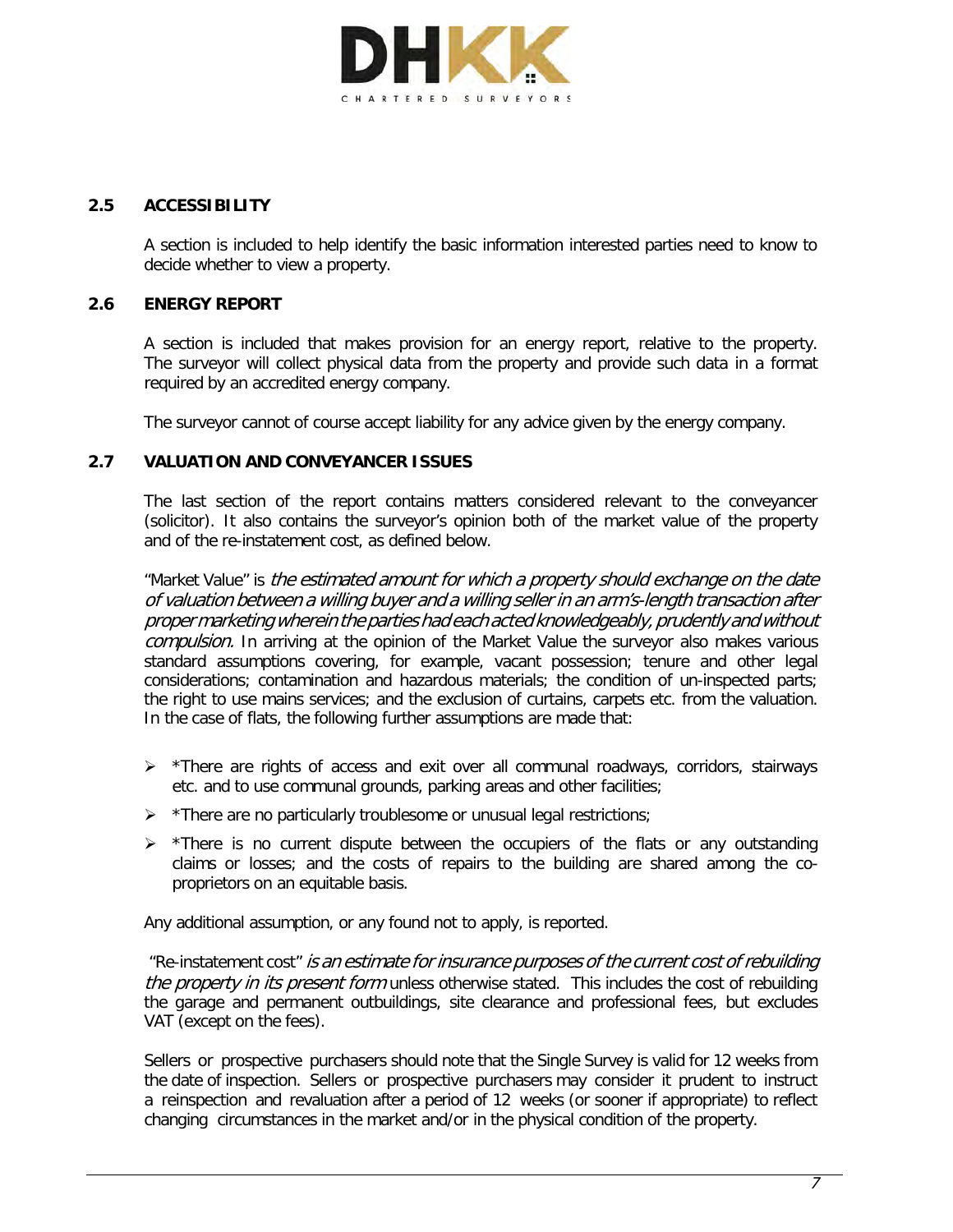### 2.5 ACCESSIBILITY

A section is included to help identify the basic information interested parties need to know to decide whether to view a property.

### 2.6 ENERGY REPORT

A section is included that makes provision for an energy report, relative to the property. The surveyor will collect physical data from the property and provide such data in a format required by an accredited energy company.

The surveyor cannot of course accept liability for any advice given by the energy company.

### 2.7 VALUATION AND CONVEYANCER ISSUES

The last section of the report contains matters considered relevant to the conveyancer (solicitor). It also contains the surveyor's opinion both of the market value of the property and of the re-instatement cost, as defined below.

"Market Value" is *the estimated amount for which a property should exchange on the date of valuation between a willing buyer and a willing seller in an arm's-length transaction after proper marketing wherein the parties had each acted knowledgeably, prudently and without compulsion.* In arriving at the opinion of the Market Value the surveyor also makes various standard assumptions covering, for example, vacant possession; tenure and other legal considerations; contamination and hazardous materials; the condition of un-inspected parts; the right to use mains services; and the exclusion of curtains, carpets etc. from the valuation. In the case of flats, the following further assumptions are made that:

- *There are rights of access and exit over all communal roadways, corridors, stairways etc. and to use communal grounds, parking areas and other facilities;
- *There are no particularly troublesome or unusual legal restrictions;
- *There is no current dispute between the occupiers of the flats or any outstanding claims or losses; and the costs of repairs to the building are shared among the co-proprietors on an equitable basis.

Any additional assumption, or any found not to apply, is reported.

"Re-instatement cost" *is an estimate for insurance purposes of the current cost of rebuilding the property in its present form* unless otherwise stated. This includes the cost of rebuilding the garage and permanent outbuildings, site clearance and professional fees, but excludes VAT (except on the fees).

Sellers or prospective purchasers should note that the Single Survey is valid for 12 weeks from the date of inspection. Sellers or prospective purchasers may consider it prudent to instruct a reinspection and revaluation after a period of 12 weeks (or sooner if appropriate) to reflect changing circumstances in the market and/or in the physical condition of the property.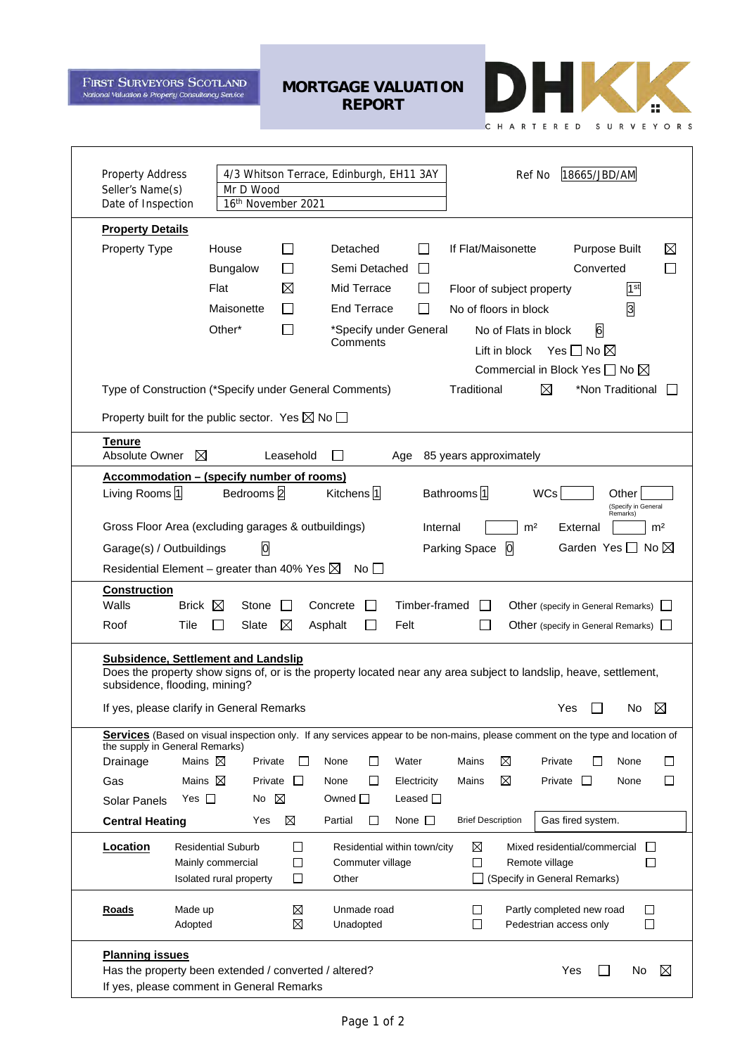FIRST SURVEYORS SCOTLAND
National Valuation & Property Consultancy Service

# MORTGAGE VALUATION REPORT

DHKK CHARTERED SURVEYORS

| | | | |
|---|---|---|---|
| Property Address | 4/3 Whitson Terrace, Edinburgh, EH11 3AY | Ref No | 18665/JBD/AM |
| Seller's Name(s) | Mr D Wood | | |
| Date of Inspection | 16th November 2021 | | |

## Property Details

Property Type: House ☐ Bungalow ☐ Flat ☒ Maisonette ☐ Other* ☐

Detached ☐ Semi Detached ☐ Mid Terrace ☐ End Terrace ☐

*Specify under General Comments

If Flat/Maisonette: Purpose Built ☒ Converted ☐

Floor of subject property: 1st

No of floors in block: 3

No of Flats in block: 6

Lift in block Yes ☐ No ☒

Commercial in Block Yes ☐ No ☒

Type of Construction (*Specify under General Comments): Traditional ☒ *Non Traditional ☐

Property built for the public sector. Yes ☒ No ☐

## Tenure

Absolute Owner ☒ Leasehold ☐ Age 85 years approximately

## Accommodation – (specify number of rooms)

Living Rooms 1 Bedrooms 2 Kitchens 1 Bathrooms 1 WCs ___ Other ___ (Specify in General Remarks)

Gross Floor Area (excluding garages & outbuildings) Internal ___ m² External ___ m²

Garage(s) / Outbuildings 0 Parking Space 0 Garden Yes ☐ No ☒

Residential Element – greater than 40% Yes ☒ No ☐

## Construction

Walls: Brick ☒ Stone ☐ Concrete ☐ Timber-framed ☐ Other (specify in General Remarks) ☐

Roof: Tile ☐ Slate ☒ Asphalt ☐ Felt ☐ Other (specify in General Remarks) ☐

## Subsidence, Settlement and Landslip

Does the property show signs of, or is the property located near any area subject to landslip, heave, settlement, subsidence, flooding, mining?

If yes, please clarify in General Remarks Yes ☐ No ☒

## Services

(Based on visual inspection only. If any services appear to be non-mains, please comment on the type and location of the supply in General Remarks)

Drainage: Mains ☒ Private ☐ None ☐ Water: Mains ☒ Private ☐ None ☐

Gas: Mains ☒ Private ☐ None ☐ Electricity: Mains ☒ Private ☐ None ☐

Solar Panels: Yes ☐ No ☒ Owned ☐ Leased ☐

**Central Heating**: Yes ☒ Partial ☐ None ☐ Brief Description: Gas fired system.

## Location

Residential Suburb ☐ Residential within town/city ☒ Mixed residential/commercial ☐

Mainly commercial ☐ Commuter village ☐ Remote village ☐

Isolated rural property ☐ Other ☐ (Specify in General Remarks)

## Roads

Made up ☒ Unmade road ☐ Partly completed new road ☐

Adopted ☒ Unadopted ☐ Pedestrian access only ☐

## Planning issues

Has the property been extended / converted / altered? Yes ☐ No ☒

If yes, please comment in General Remarks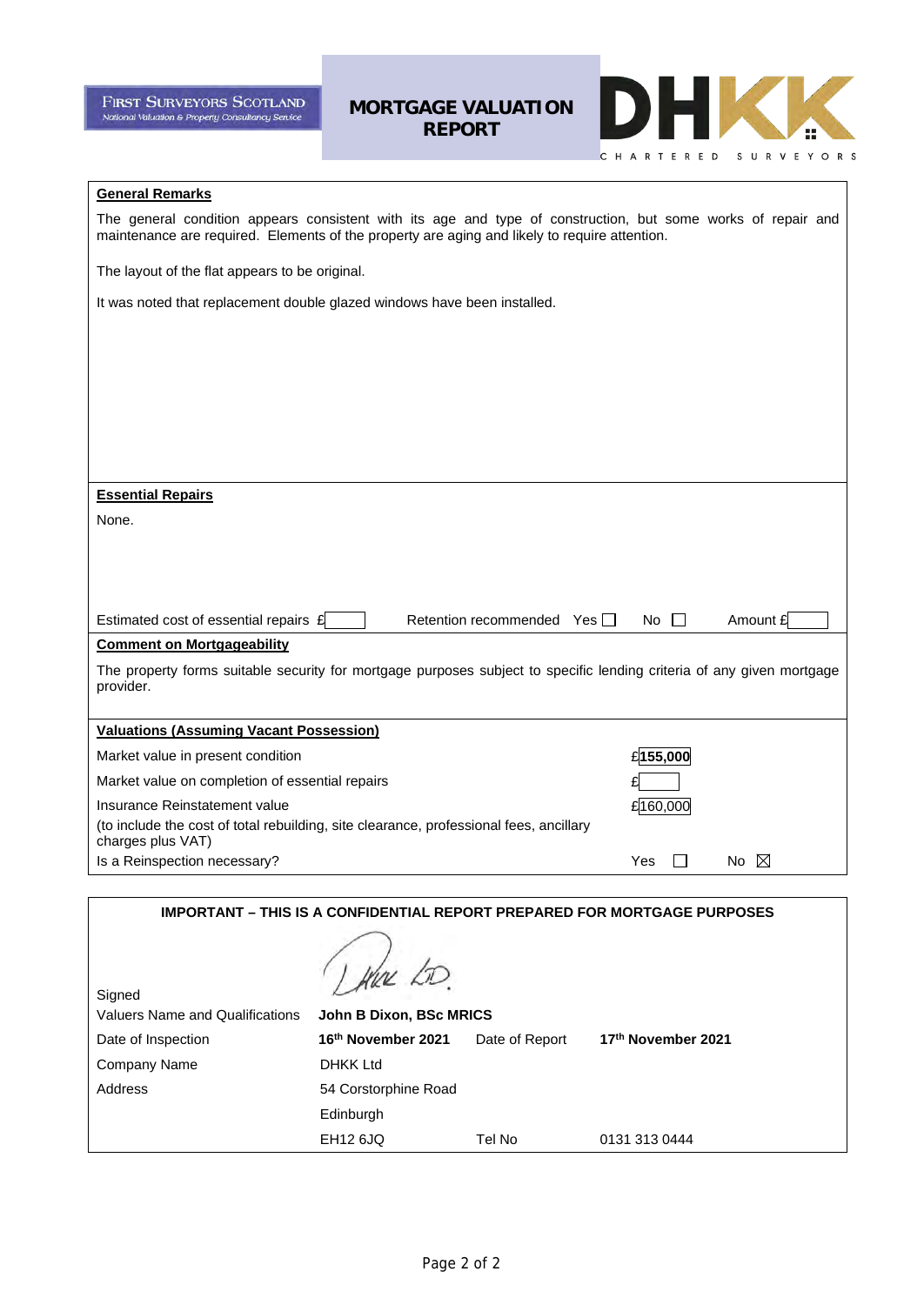FIRST SURVEYORS SCOTLAND
National Valuation & Property Consultancy Service

**MORTGAGE VALUATION REPORT**

DHKK CHARTERED SURVEYORS

## General Remarks

The general condition appears consistent with its age and type of construction, but some works of repair and maintenance are required. Elements of the property are aging and likely to require attention.

The layout of the flat appears to be original.

It was noted that replacement double glazed windows have been installed.

## Essential Repairs

None.

Estimated cost of essential repairs £ &nbsp;&nbsp;&nbsp; Retention recommended Yes ☐ No ☐ &nbsp;&nbsp;&nbsp; Amount £

## Comment on Mortgageability

The property forms suitable security for mortgage purposes subject to specific lending criteria of any given mortgage provider.

## Valuations (Assuming Vacant Possession)

| | |
|---|---|
| Market value in present condition | £**155,000** |
| Market value on completion of essential repairs | £ |
| Insurance Reinstatement value (to include the cost of total rebuilding, site clearance, professional fees, ancillary charges plus VAT) | £160,000 |
| Is a Reinspection necessary? | Yes ☐ No ☒ |

**IMPORTANT – THIS IS A CONFIDENTIAL REPORT PREPARED FOR MORTGAGE PURPOSES**

| | | | |
|---|---|---|---|
| Signed | | | |
| Valuers Name and Qualifications | **John B Dixon, BSc MRICS** | | |
| Date of Inspection | **16th November 2021** | Date of Report | **17th November 2021** |
| Company Name | DHKK Ltd | | |
| Address | 54 Corstorphine Road | | |
| | Edinburgh | | |
| | EH12 6JQ | Tel No | 0131 313 0444 |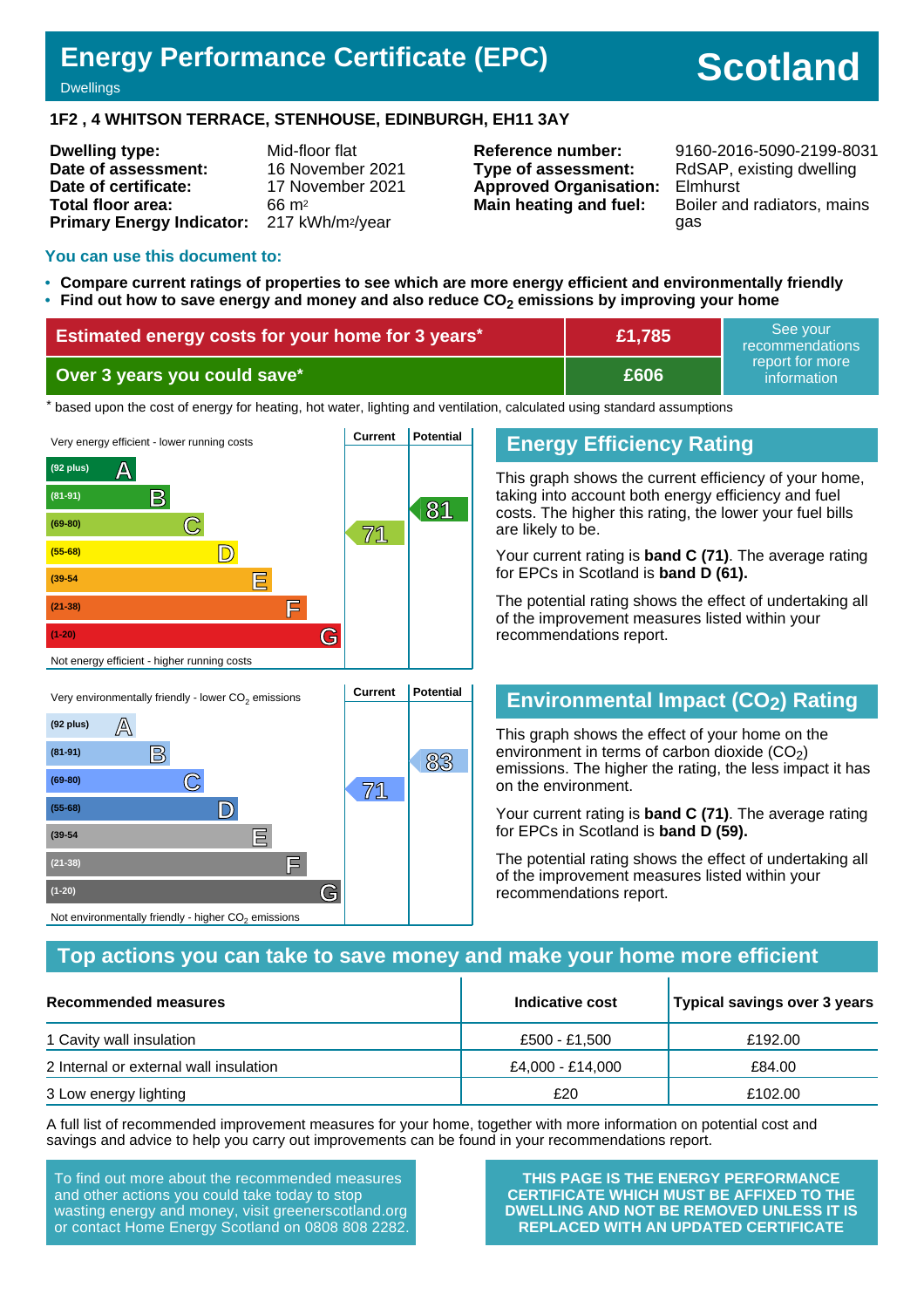# Energy Performance Certificate (EPC)

Dwellings

**Scotland**

## 1F2 , 4 WHITSON TERRACE, STENHOUSE, EDINBURGH, EH11 3AY

| | | | |
|---|---|---|---|
| **Dwelling type:** | Mid-floor flat | **Reference number:** | 9160-2016-5090-2199-8031 |
| **Date of assessment:** | 16 November 2021 | **Type of assessment:** | RdSAP, existing dwelling |
| **Date of certificate:** | 17 November 2021 | **Approved Organisation:** | Elmhurst |
| **Total floor area:** | 66 $m^2$ | **Main heating and fuel:** | Boiler and radiators, mains gas |
| **Primary Energy Indicator:** | 217 kWh/$m^2$/year | | |

### You can use this document to:

- **Compare current ratings of properties to see which are more energy efficient and environmentally friendly**
- **Find out how to save energy and money and also reduce $CO_2$ emissions by improving your home**

| | | |
|---|---|---|
| **Estimated energy costs for your home for 3 years*** | **£1,785** | See your recommendations report for more information |
| **Over 3 years you could save*** | **£606** | |

\* based upon the cost of energy for heating, hot water, lighting and ventilation, calculated using standard assumptions

Very energy efficient - lower running costs

| Band | Current | Potential |
|---|---|---|
| (92 plus) A | | |
| (81-91) B | | 81 |
| (69-80) C | 71 | |
| (55-68) D | | |
| (39-54) E | | |
| (21-38) F | | |
| (1-20) G | | |

Not energy efficient - higher running costs

## Energy Efficiency Rating

This graph shows the current efficiency of your home, taking into account both energy efficiency and fuel costs. The higher this rating, the lower your fuel bills are likely to be.

Your current rating is **band C (71)**. The average rating for EPCs in Scotland is **band D (61).**

The potential rating shows the effect of undertaking all of the improvement measures listed within your recommendations report.

Very environmentally friendly - lower $CO_2$ emissions

| Band | Current | Potential |
|---|---|---|
| (92 plus) A | | |
| (81-91) B | | 83 |
| (69-80) C | 71 | |
| (55-68) D | | |
| (39-54) E | | |
| (21-38) F | | |
| (1-20) G | | |

Not environmentally friendly - higher $CO_2$ emissions

## Environmental Impact ($CO_2$) Rating

This graph shows the effect of your home on the environment in terms of carbon dioxide ($CO_2$) emissions. The higher the rating, the less impact it has on the environment.

Your current rating is **band C (71)**. The average rating for EPCs in Scotland is **band D (59).**

The potential rating shows the effect of undertaking all of the improvement measures listed within your recommendations report.

## Top actions you can take to save money and make your home more efficient

| Recommended measures | Indicative cost | Typical savings over 3 years |
|---|---|---|
| 1 Cavity wall insulation | £500 - £1,500 | £192.00 |
| 2 Internal or external wall insulation | £4,000 - £14,000 | £84.00 |
| 3 Low energy lighting | £20 | £102.00 |

A full list of recommended improvement measures for your home, together with more information on potential cost and savings and advice to help you carry out improvements can be found in your recommendations report.

To find out more about the recommended measures and other actions you could take today to stop wasting energy and money, visit greenerscotland.org or contact Home Energy Scotland on 0808 808 2282.

**THIS PAGE IS THE ENERGY PERFORMANCE CERTIFICATE WHICH MUST BE AFFIXED TO THE DWELLING AND NOT BE REMOVED UNLESS IT IS REPLACED WITH AN UPDATED CERTIFICATE**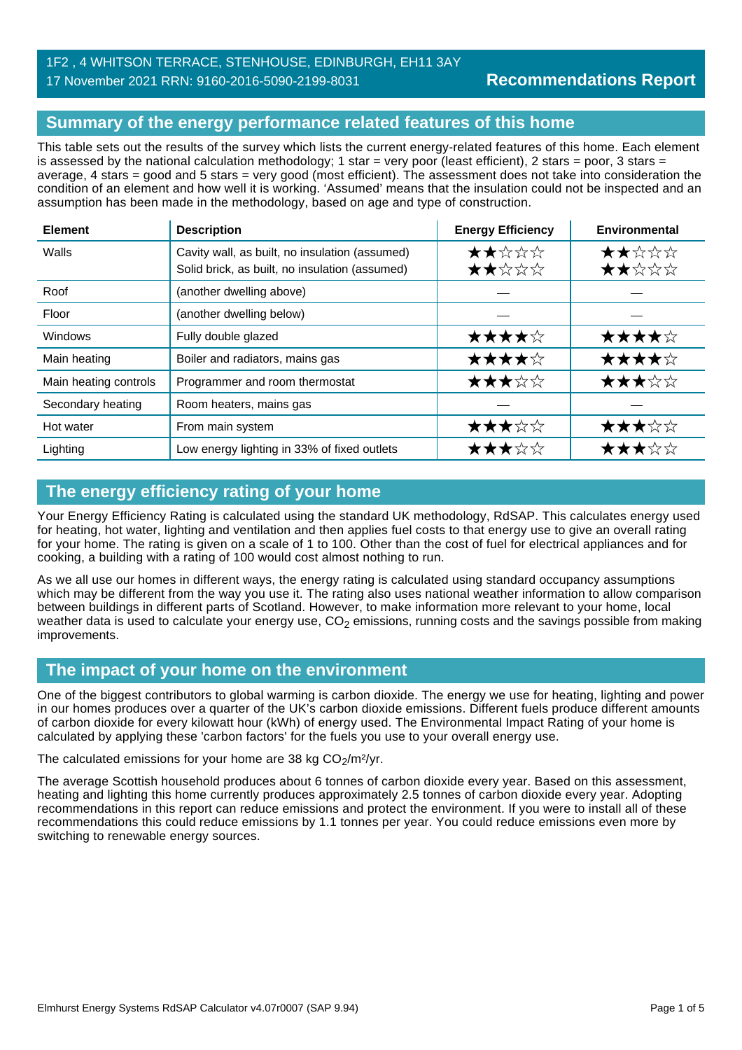1F2 , 4 WHITSON TERRACE, STENHOUSE, EDINBURGH, EH11 3AY
17 November 2021 RRN: 9160-2016-5090-2199-8031

**Recommendations Report**

## Summary of the energy performance related features of this home

This table sets out the results of the survey which lists the current energy-related features of this home. Each element is assessed by the national calculation methodology; 1 star = very poor (least efficient), 2 stars = poor, 3 stars = average, 4 stars = good and 5 stars = very good (most efficient). The assessment does not take into consideration the condition of an element and how well it is working. 'Assumed' means that the insulation could not be inspected and an assumption has been made in the methodology, based on age and type of construction.

| Element | Description | Energy Efficiency | Environmental |
|---|---|---|---|
| Walls | Cavity wall, as built, no insulation (assumed)<br>Solid brick, as built, no insulation (assumed) | ★★☆☆☆<br>★★☆☆☆ | ★★☆☆☆<br>★★☆☆☆ |
| Roof | (another dwelling above) | — | — |
| Floor | (another dwelling below) | — | — |
| Windows | Fully double glazed | ★★★★☆ | ★★★★☆ |
| Main heating | Boiler and radiators, mains gas | ★★★★☆ | ★★★★☆ |
| Main heating controls | Programmer and room thermostat | ★★★☆☆ | ★★★☆☆ |
| Secondary heating | Room heaters, mains gas | — | — |
| Hot water | From main system | ★★★☆☆ | ★★★☆☆ |
| Lighting | Low energy lighting in 33% of fixed outlets | ★★★☆☆ | ★★★☆☆ |

## The energy efficiency rating of your home

Your Energy Efficiency Rating is calculated using the standard UK methodology, RdSAP. This calculates energy used for heating, hot water, lighting and ventilation and then applies fuel costs to that energy use to give an overall rating for your home. The rating is given on a scale of 1 to 100. Other than the cost of fuel for electrical appliances and for cooking, a building with a rating of 100 would cost almost nothing to run.

As we all use our homes in different ways, the energy rating is calculated using standard occupancy assumptions which may be different from the way you use it. The rating also uses national weather information to allow comparison between buildings in different parts of Scotland. However, to make information more relevant to your home, local weather data is used to calculate your energy use, $CO_2$ emissions, running costs and the savings possible from making improvements.

## The impact of your home on the environment

One of the biggest contributors to global warming is carbon dioxide. The energy we use for heating, lighting and power in our homes produces over a quarter of the UK's carbon dioxide emissions. Different fuels produce different amounts of carbon dioxide for every kilowatt hour (kWh) of energy used. The Environmental Impact Rating of your home is calculated by applying these 'carbon factors' for the fuels you use to your overall energy use.

The calculated emissions for your home are 38 kg $CO_2/m^2/yr$.

The average Scottish household produces about 6 tonnes of carbon dioxide every year. Based on this assessment, heating and lighting this home currently produces approximately 2.5 tonnes of carbon dioxide every year. Adopting recommendations in this report can reduce emissions and protect the environment. If you were to install all of these recommendations this could reduce emissions by 1.1 tonnes per year. You could reduce emissions even more by switching to renewable energy sources.

Elmhurst Energy Systems RdSAP Calculator v4.07r0007 (SAP 9.94)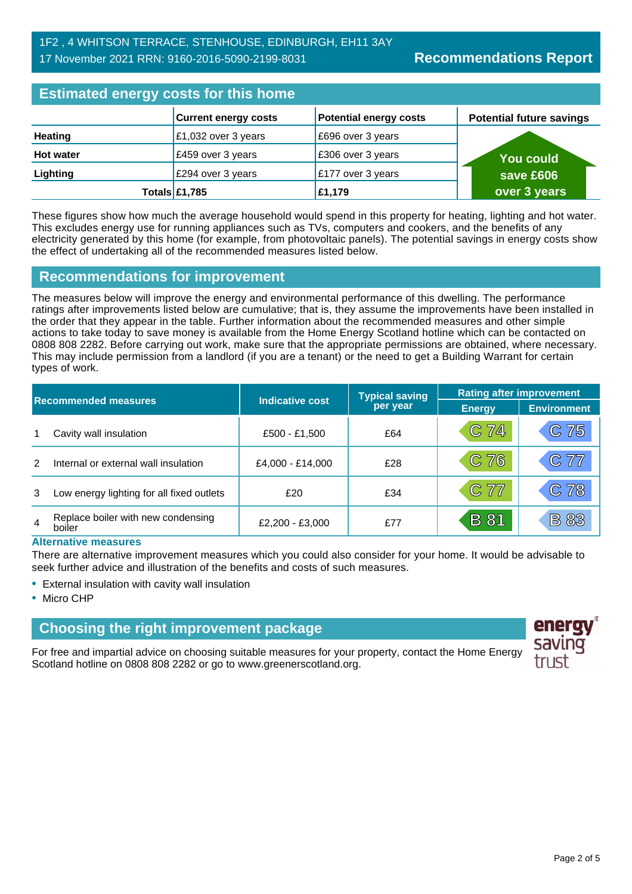1F2 , 4 WHITSON TERRACE, STENHOUSE, EDINBURGH, EH11 3AY
17 November 2021 RRN: 9160-2016-5090-2199-8031

**Recommendations Report**

## Estimated energy costs for this home

| | Current energy costs | Potential energy costs | Potential future savings |
|---|---|---|---|
| **Heating** | £1,032 over 3 years | £696 over 3 years | You could save £606 over 3 years |
| **Hot water** | £459 over 3 years | £306 over 3 years | |
| **Lighting** | £294 over 3 years | £177 over 3 years | |
| **Totals** | **£1,785** | **£1,179** | |

These figures show how much the average household would spend in this property for heating, lighting and hot water. This excludes energy use for running appliances such as TVs, computers and cookers, and the benefits of any electricity generated by this home (for example, from photovoltaic panels). The potential savings in energy costs show the effect of undertaking all of the recommended measures listed below.

## Recommendations for improvement

The measures below will improve the energy and environmental performance of this dwelling. The performance ratings after improvements listed below are cumulative; that is, they assume the improvements have been installed in the order that they appear in the table. Further information about the recommended measures and other simple actions to take today to save money is available from the Home Energy Scotland hotline which can be contacted on 0808 808 2282. Before carrying out work, make sure that the appropriate permissions are obtained, where necessary. This may include permission from a landlord (if you are a tenant) or the need to get a Building Warrant for certain types of work.

| Recommended measures | | Indicative cost | Typical saving per year | Rating after improvement | |
|---|---|---|---|---|---|
| | | | | Energy | Environment |
| 1 | Cavity wall insulation | £500 - £1,500 | £64 | C 74 | C 75 |
| 2 | Internal or external wall insulation | £4,000 - £14,000 | £28 | C 76 | C 77 |
| 3 | Low energy lighting for all fixed outlets | £20 | £34 | C 77 | C 78 |
| 4 | Replace boiler with new condensing boiler | £2,200 - £3,000 | £77 | B 81 | B 83 |

**Alternative measures**

There are alternative improvement measures which you could also consider for your home. It would be advisable to seek further advice and illustration of the benefits and costs of such measures.

- External insulation with cavity wall insulation
- Micro CHP

## Choosing the right improvement package

For free and impartial advice on choosing suitable measures for your property, contact the Home Energy Scotland hotline on 0808 808 2282 or go to www.greenerscotland.org.

energy saving trust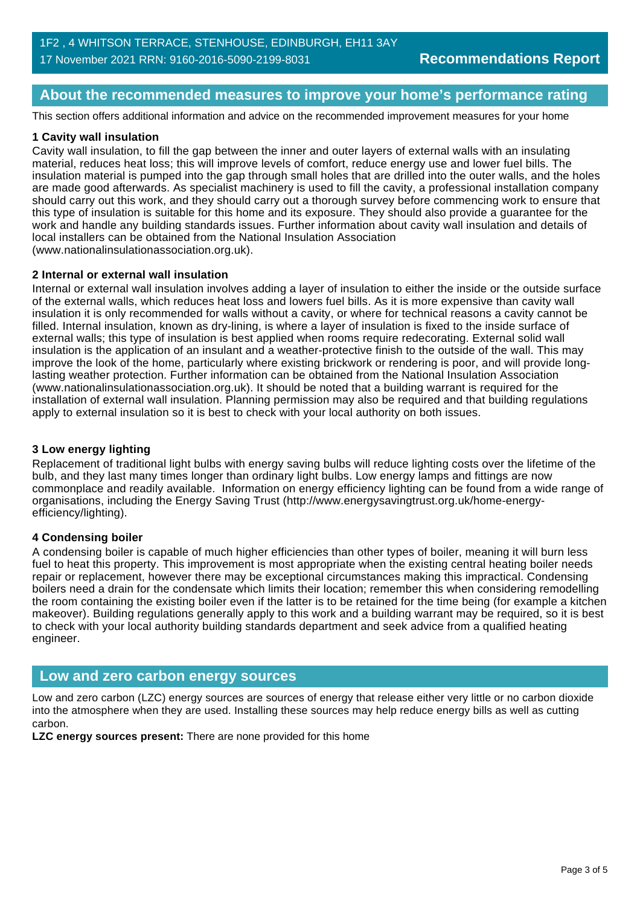## About the recommended measures to improve your home's performance rating

This section offers additional information and advice on the recommended improvement measures for your home

### 1 Cavity wall insulation

Cavity wall insulation, to fill the gap between the inner and outer layers of external walls with an insulating material, reduces heat loss; this will improve levels of comfort, reduce energy use and lower fuel bills. The insulation material is pumped into the gap through small holes that are drilled into the outer walls, and the holes are made good afterwards. As specialist machinery is used to fill the cavity, a professional installation company should carry out this work, and they should carry out a thorough survey before commencing work to ensure that this type of insulation is suitable for this home and its exposure. They should also provide a guarantee for the work and handle any building standards issues. Further information about cavity wall insulation and details of local installers can be obtained from the National Insulation Association (www.nationalinsulationassociation.org.uk).

### 2 Internal or external wall insulation

Internal or external wall insulation involves adding a layer of insulation to either the inside or the outside surface of the external walls, which reduces heat loss and lowers fuel bills. As it is more expensive than cavity wall insulation it is only recommended for walls without a cavity, or where for technical reasons a cavity cannot be filled. Internal insulation, known as dry-lining, is where a layer of insulation is fixed to the inside surface of external walls; this type of insulation is best applied when rooms require redecorating. External solid wall insulation is the application of an insulant and a weather-protective finish to the outside of the wall. This may improve the look of the home, particularly where existing brickwork or rendering is poor, and will provide long-lasting weather protection. Further information can be obtained from the National Insulation Association (www.nationalinsulationassociation.org.uk). It should be noted that a building warrant is required for the installation of external wall insulation. Planning permission may also be required and that building regulations apply to external insulation so it is best to check with your local authority on both issues.

### 3 Low energy lighting

Replacement of traditional light bulbs with energy saving bulbs will reduce lighting costs over the lifetime of the bulb, and they last many times longer than ordinary light bulbs. Low energy lamps and fittings are now commonplace and readily available. Information on energy efficiency lighting can be found from a wide range of organisations, including the Energy Saving Trust (http://www.energysavingtrust.org.uk/home-energy-efficiency/lighting).

### 4 Condensing boiler

A condensing boiler is capable of much higher efficiencies than other types of boiler, meaning it will burn less fuel to heat this property. This improvement is most appropriate when the existing central heating boiler needs repair or replacement, however there may be exceptional circumstances making this impractical. Condensing boilers need a drain for the condensate which limits their location; remember this when considering remodelling the room containing the existing boiler even if the latter is to be retained for the time being (for example a kitchen makeover). Building regulations generally apply to this work and a building warrant may be required, so it is best to check with your local authority building standards department and seek advice from a qualified heating engineer.

## Low and zero carbon energy sources

Low and zero carbon (LZC) energy sources are sources of energy that release either very little or no carbon dioxide into the atmosphere when they are used. Installing these sources may help reduce energy bills as well as cutting carbon.

**LZC energy sources present:** There are none provided for this home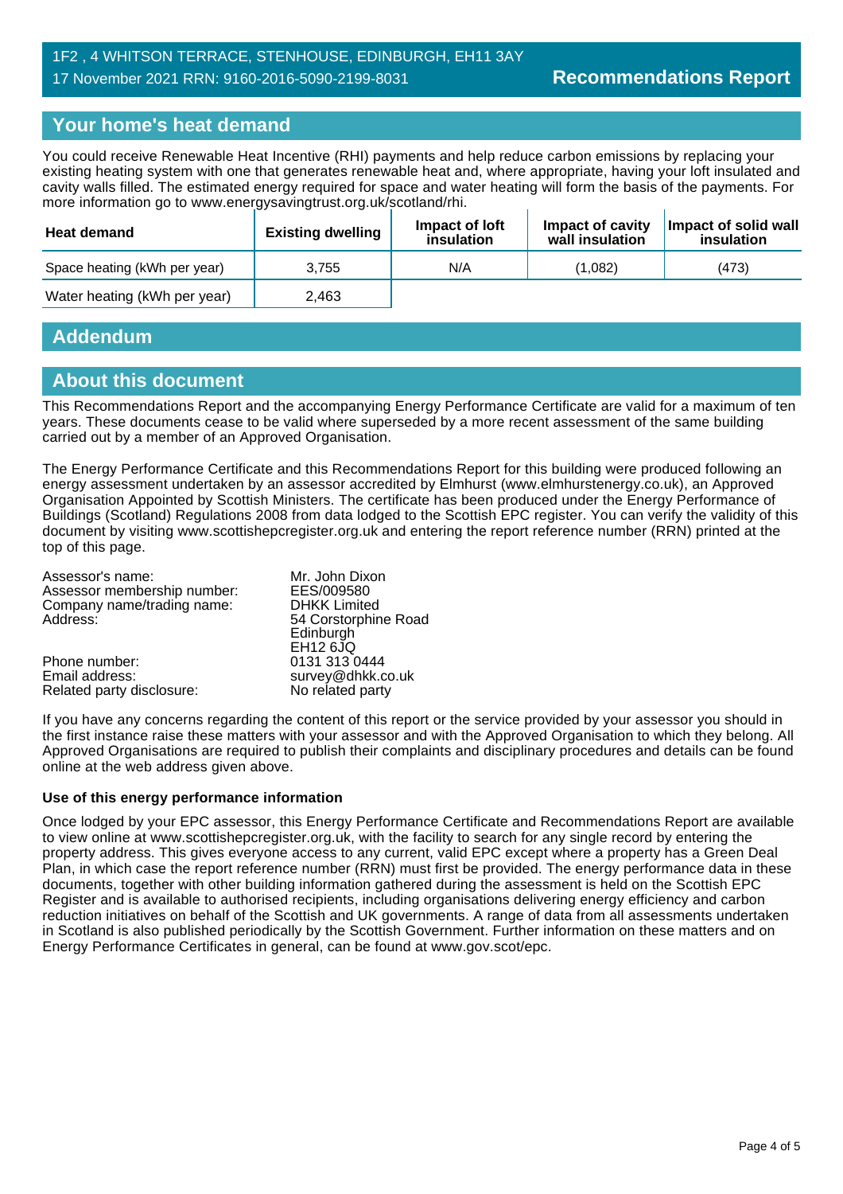1F2 , 4 WHITSON TERRACE, STENHOUSE, EDINBURGH, EH11 3AY
17 November 2021 RRN: 9160-2016-5090-2199-8031

**Recommendations Report**

## Your home's heat demand

You could receive Renewable Heat Incentive (RHI) payments and help reduce carbon emissions by replacing your existing heating system with one that generates renewable heat and, where appropriate, having your loft insulated and cavity walls filled. The estimated energy required for space and water heating will form the basis of the payments. For more information go to www.energysavingtrust.org.uk/scotland/rhi.

| Heat demand | Existing dwelling | Impact of loft insulation | Impact of cavity wall insulation | Impact of solid wall insulation |
|---|---|---|---|---|
| Space heating (kWh per year) | 3,755 | N/A | (1,082) | (473) |
| Water heating (kWh per year) | 2,463 | | | |

## Addendum

## About this document

This Recommendations Report and the accompanying Energy Performance Certificate are valid for a maximum of ten years. These documents cease to be valid where superseded by a more recent assessment of the same building carried out by a member of an Approved Organisation.

The Energy Performance Certificate and this Recommendations Report for this building were produced following an energy assessment undertaken by an assessor accredited by Elmhurst (www.elmhurstenergy.co.uk), an Approved Organisation Appointed by Scottish Ministers. The certificate has been produced under the Energy Performance of Buildings (Scotland) Regulations 2008 from data lodged to the Scottish EPC register. You can verify the validity of this document by visiting www.scottishepcregister.org.uk and entering the report reference number (RRN) printed at the top of this page.

| | |
|---|---|
| Assessor's name: | Mr. John Dixon |
| Assessor membership number: | EES/009580 |
| Company name/trading name: | DHKK Limited |
| Address: | 54 Corstorphine Road<br>Edinburgh<br>EH12 6JQ |
| Phone number: | 0131 313 0444 |
| Email address: | survey@dhkk.co.uk |
| Related party disclosure: | No related party |

If you have any concerns regarding the content of this report or the service provided by your assessor you should in the first instance raise these matters with your assessor and with the Approved Organisation to which they belong. All Approved Organisations are required to publish their complaints and disciplinary procedures and details can be found online at the web address given above.

**Use of this energy performance information**

Once lodged by your EPC assessor, this Energy Performance Certificate and Recommendations Report are available to view online at www.scottishepcregister.org.uk, with the facility to search for any single record by entering the property address. This gives everyone access to any current, valid EPC except where a property has a Green Deal Plan, in which case the report reference number (RRN) must first be provided. The energy performance data in these documents, together with other building information gathered during the assessment is held on the Scottish EPC Register and is available to authorised recipients, including organisations delivering energy efficiency and carbon reduction initiatives on behalf of the Scottish and UK governments. A range of data from all assessments undertaken in Scotland is also published periodically by the Scottish Government. Further information on these matters and on Energy Performance Certificates in general, can be found at www.gov.scot/epc.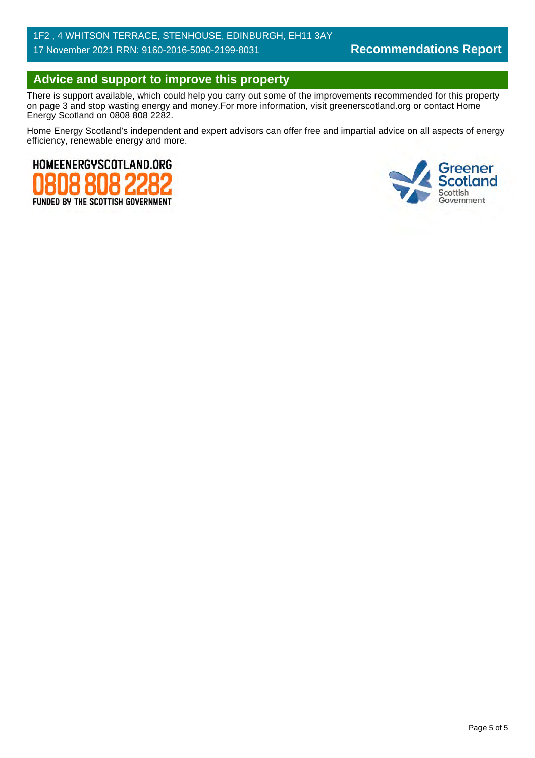## Advice and support to improve this property

There is support available, which could help you carry out some of the improvements recommended for this property on page 3 and stop wasting energy and money.For more information, visit greenerscotland.org or contact Home Energy Scotland on 0808 808 2282.

Home Energy Scotland's independent and expert advisors can offer free and impartial advice on all aspects of energy efficiency, renewable energy and more.

HOMEENERGYSCOTLAND.ORG
0808 808 2282
FUNDED BY THE SCOTTISH GOVERNMENT

Greener Scotland
Scottish Government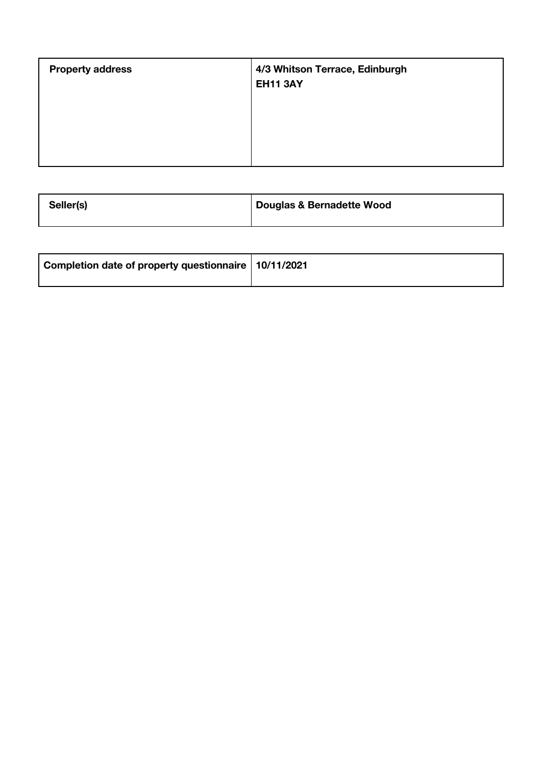| **Property address** | **4/3 Whitson Terrace, Edinburgh**<br>**EH11 3AY** |
| --- | --- |

| **Seller(s)** | **Douglas & Bernadette Wood** |
| --- | --- |

| **Completion date of property questionnaire** | **10/11/2021** |
| --- | --- |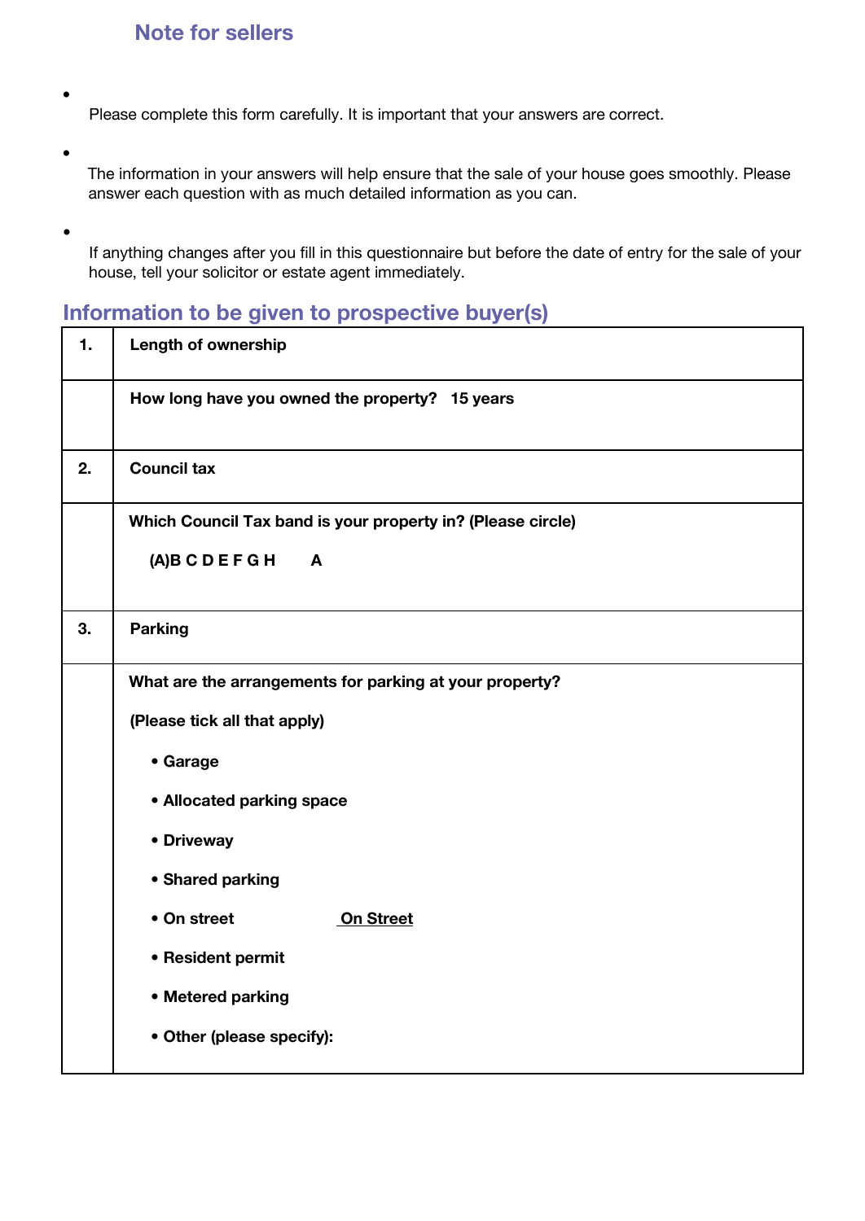## Note for sellers

- Please complete this form carefully. It is important that your answers are correct.
- The information in your answers will help ensure that the sale of your house goes smoothly. Please answer each question with as much detailed information as you can.
- If anything changes after you fill in this questionnaire but before the date of entry for the sale of your house, tell your solicitor or estate agent immediately.

## Information to be given to prospective buyer(s)

| | |
|---|---|
| **1.** | **Length of ownership** |
| | **How long have you owned the property? 15 years** |
| **2.** | **Council tax** |
| | **Which Council Tax band is your property in? (Please circle)**<br><br>**(A)B C D E F G H A** |
| **3.** | **Parking** |
| | **What are the arrangements for parking at your property?**<br><br>**(Please tick all that apply)**<br><br>• **Garage**<br>• **Allocated parking space**<br>• **Driveway**<br>• **Shared parking**<br>• **On street** <u>**On Street**</u><br>• **Resident permit**<br>• **Metered parking**<br>• **Other (please specify):** |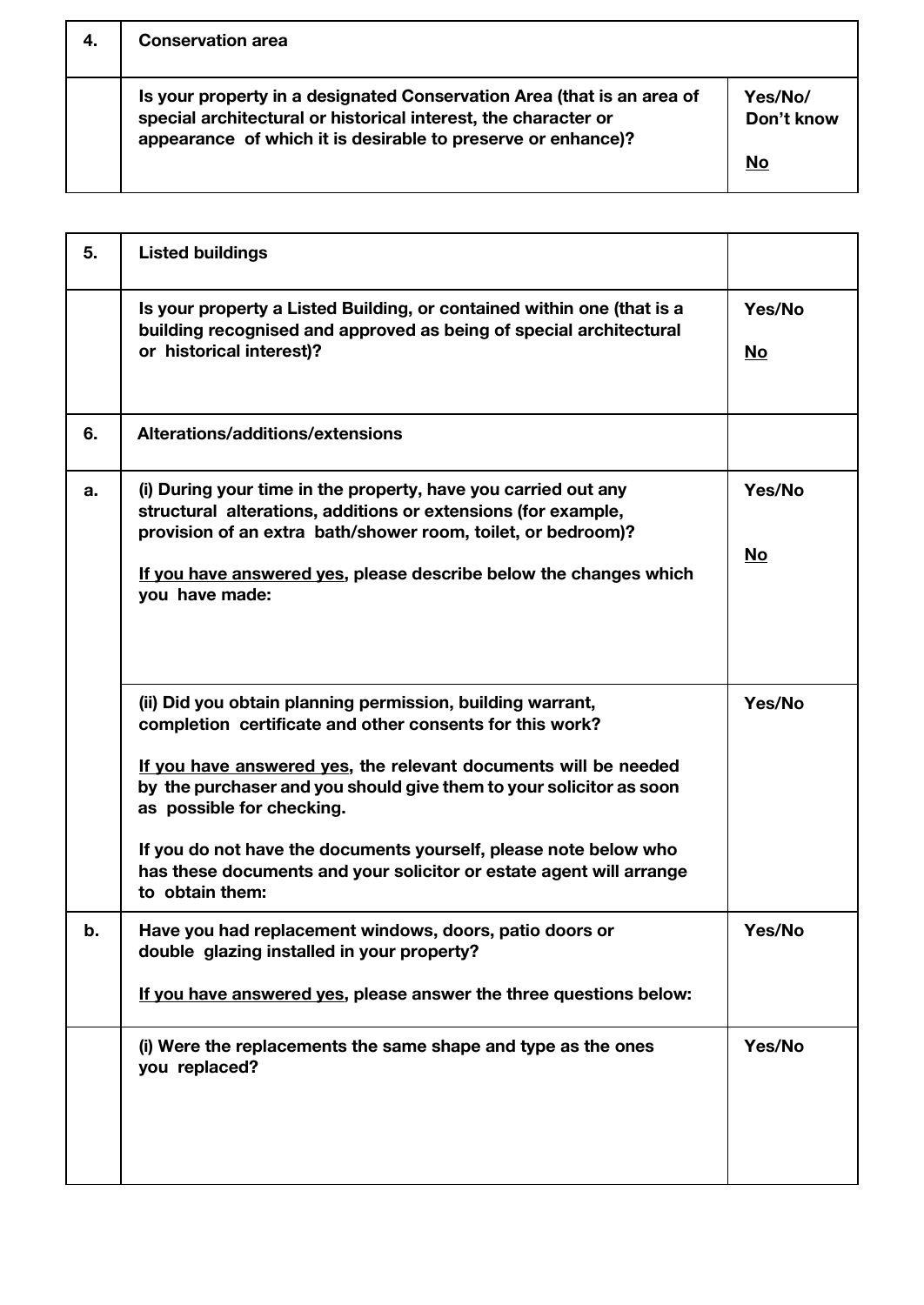| 4. | **Conservation area** | |
|---|---|---|
| | **Is your property in a designated Conservation Area (that is an area of special architectural or historical interest, the character or appearance of which it is desirable to preserve or enhance)?** | **Yes/No/ Don't know**<br><br>**No** |

| 5. | **Listed buildings** | |
|---|---|---|
| | **Is your property a Listed Building, or contained within one (that is a building recognised and approved as being of special architectural or historical interest)?** | **Yes/No**<br><br>**No** |
| 6. | **Alterations/additions/extensions** | |
| a. | **(i) During your time in the property, have you carried out any structural alterations, additions or extensions (for example, provision of an extra bath/shower room, toilet, or bedroom)?**<br><br>**If you have answered yes, please describe below the changes which you have made:** | **Yes/No**<br><br>**No** |
| | **(ii) Did you obtain planning permission, building warrant, completion certificate and other consents for this work?**<br><br>**If you have answered yes, the relevant documents will be needed by the purchaser and you should give them to your solicitor as soon as possible for checking.**<br><br>**If you do not have the documents yourself, please note below who has these documents and your solicitor or estate agent will arrange to obtain them:** | **Yes/No** |
| b. | **Have you had replacement windows, doors, patio doors or double glazing installed in your property?**<br><br>**If you have answered yes, please answer the three questions below:** | **Yes/No** |
| | **(i) Were the replacements the same shape and type as the ones you replaced?** | **Yes/No** |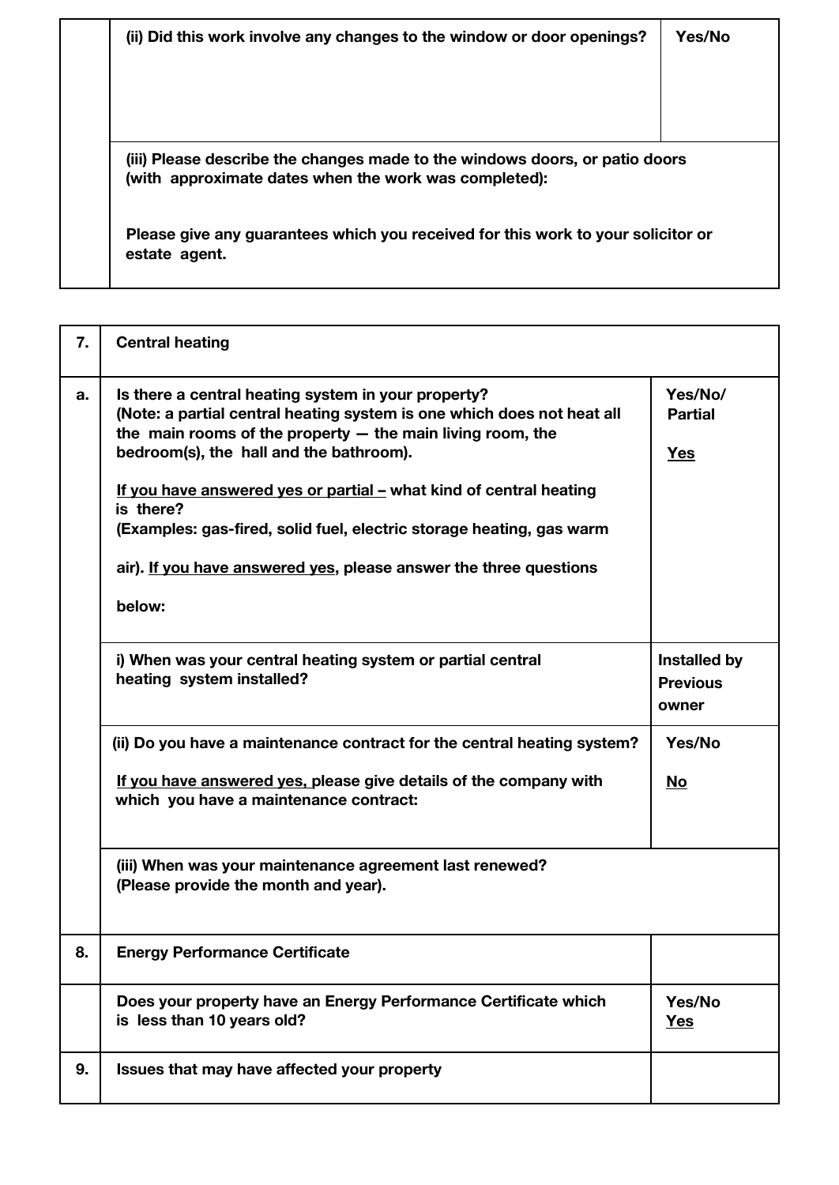| | | |
|---|---|---|
| | **(ii) Did this work involve any changes to the window or door openings?** | **Yes/No** |
| | **(iii) Please describe the changes made to the windows doors, or patio doors (with approximate dates when the work was completed):**<br><br>**Please give any guarantees which you received for this work to your solicitor or estate agent.** | |

| | | |
|---|---|---|
| **7.** | **Central heating** | |
| **a.** | **Is there a central heating system in your property?**<br>**(Note: a partial central heating system is one which does not heat all the main rooms of the property — the main living room, the bedroom(s), the hall and the bathroom).**<br><br>**<u>If you have answered yes or partial –</u> what kind of central heating is there?**<br>**(Examples: gas-fired, solid fuel, electric storage heating, gas warm air). <u>If you have answered yes</u>, please answer the three questions below:** | **Yes/No/ Partial**<br><br>**<u>Yes</u>** |
| | **i) When was your central heating system or partial central heating system installed?** | **Installed by Previous owner** |
| | **(ii) Do you have a maintenance contract for the central heating system?**<br><br>**<u>If you have answered yes,</u> please give details of the company with which you have a maintenance contract:** | **Yes/No**<br><br>**<u>No</u>** |
| | **(iii) When was your maintenance agreement last renewed?**<br>**(Please provide the month and year).** | |
| **8.** | **Energy Performance Certificate** | |
| | **Does your property have an Energy Performance Certificate which is less than 10 years old?** | **Yes/No**<br>**<u>Yes</u>** |
| **9.** | **Issues that may have affected your property** | |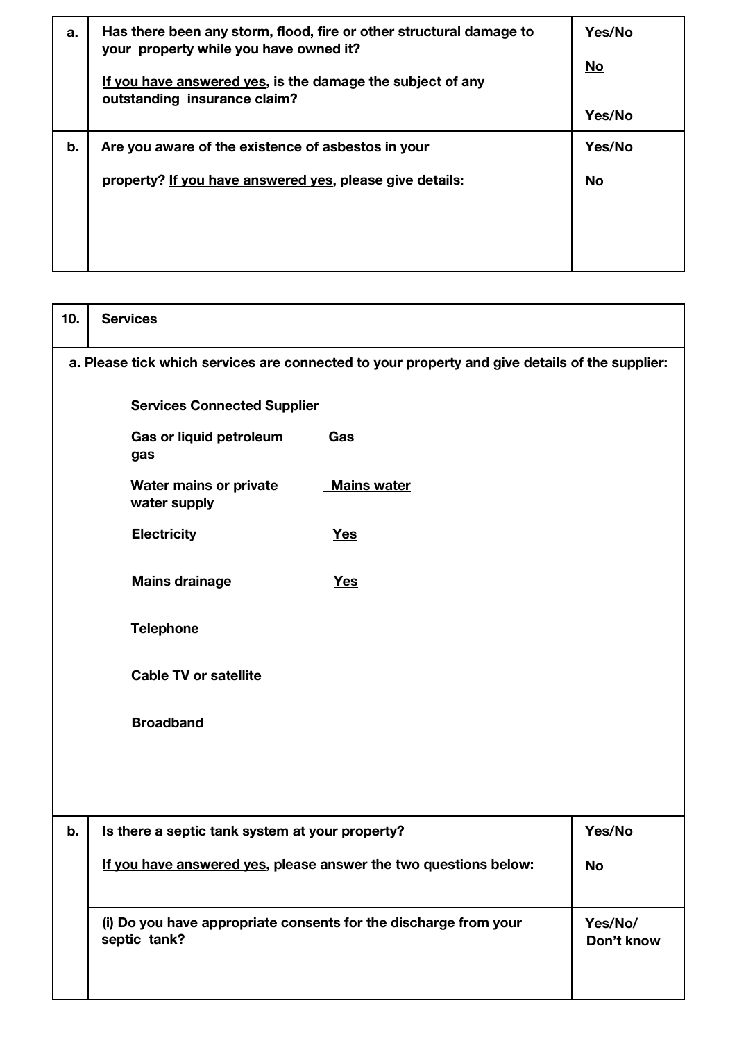| | | |
|---|---|---|
| **a.** | **Has there been any storm, flood, fire or other structural damage to your property while you have owned it?**<br><br>**<u>If you have answered yes</u>, is the damage the subject of any outstanding insurance claim?** | **Yes/No**<br><br>**<u>No</u>**<br><br>**Yes/No** |
| **b.** | **Are you aware of the existence of asbestos in your property? <u>If you have answered yes</u>, please give details:** | **Yes/No**<br><br>**<u>No</u>** |

| | | |
|---|---|---|
| **10.** | **Services** | |
| **a. Please tick which services are connected to your property and give details of the supplier:** | | |
| | **Services Connected Supplier** | |
| | **Gas or liquid petroleum gas** — **<u>Gas</u>** | |
| | **Water mains or private water supply** — **<u>Mains water</u>** | |
| | **Electricity** — **<u>Yes</u>** | |
| | **Mains drainage** — **<u>Yes</u>** | |
| | **Telephone** | |
| | **Cable TV or satellite** | |
| | **Broadband** | |
| **b.** | **Is there a septic tank system at your property?**<br><br>**<u>If you have answered yes</u>, please answer the two questions below:** | **Yes/No**<br><br>**<u>No</u>** |
| | **(i) Do you have appropriate consents for the discharge from your septic tank?** | **Yes/No/ Don't know** |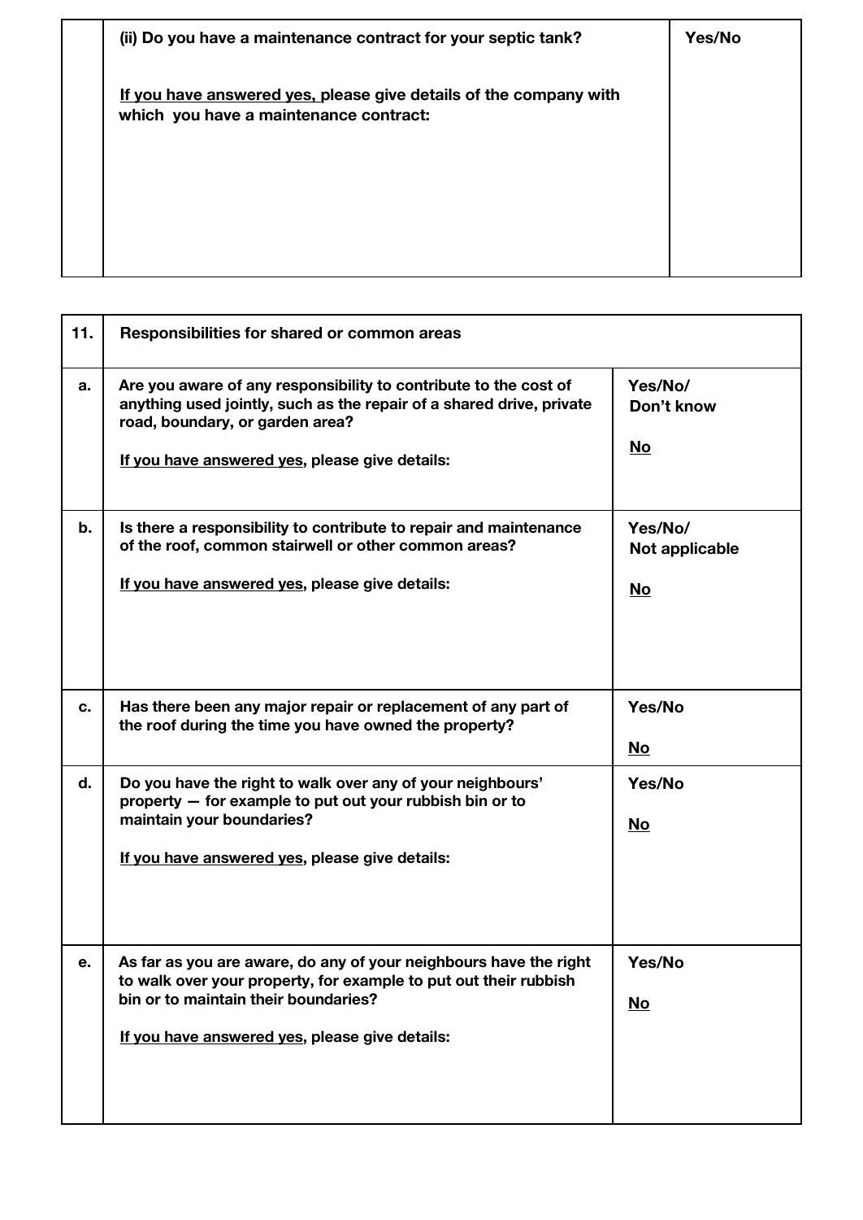| | **(ii) Do you have a maintenance contract for your septic tank?**<br><br>**<u>If you have answered yes,</u> please give details of the company with which you have a maintenance contract:** | **Yes/No** |
|---|---|---|

| **11.** | **Responsibilities for shared or common areas** | |
|---|---|---|
| **a.** | **Are you aware of any responsibility to contribute to the cost of anything used jointly, such as the repair of a shared drive, private road, boundary, or garden area?**<br><br>**<u>If you have answered yes</u>, please give details:** | **Yes/No/ Don't know**<br><br>**<u>No</u>** |
| **b.** | **Is there a responsibility to contribute to repair and maintenance of the roof, common stairwell or other common areas?**<br><br>**<u>If you have answered yes</u>, please give details:** | **Yes/No/ Not applicable**<br><br>**<u>No</u>** |
| **c.** | **Has there been any major repair or replacement of any part of the roof during the time you have owned the property?** | **Yes/No**<br><br>**<u>No</u>** |
| **d.** | **Do you have the right to walk over any of your neighbours' property — for example to put out your rubbish bin or to maintain your boundaries?**<br><br>**<u>If you have answered yes</u>, please give details:** | **Yes/No**<br><br>**<u>No</u>** |
| **e.** | **As far as you are aware, do any of your neighbours have the right to walk over your property, for example to put out their rubbish bin or to maintain their boundaries?**<br><br>**<u>If you have answered yes</u>, please give details:** | **Yes/No**<br><br>**<u>No</u>** |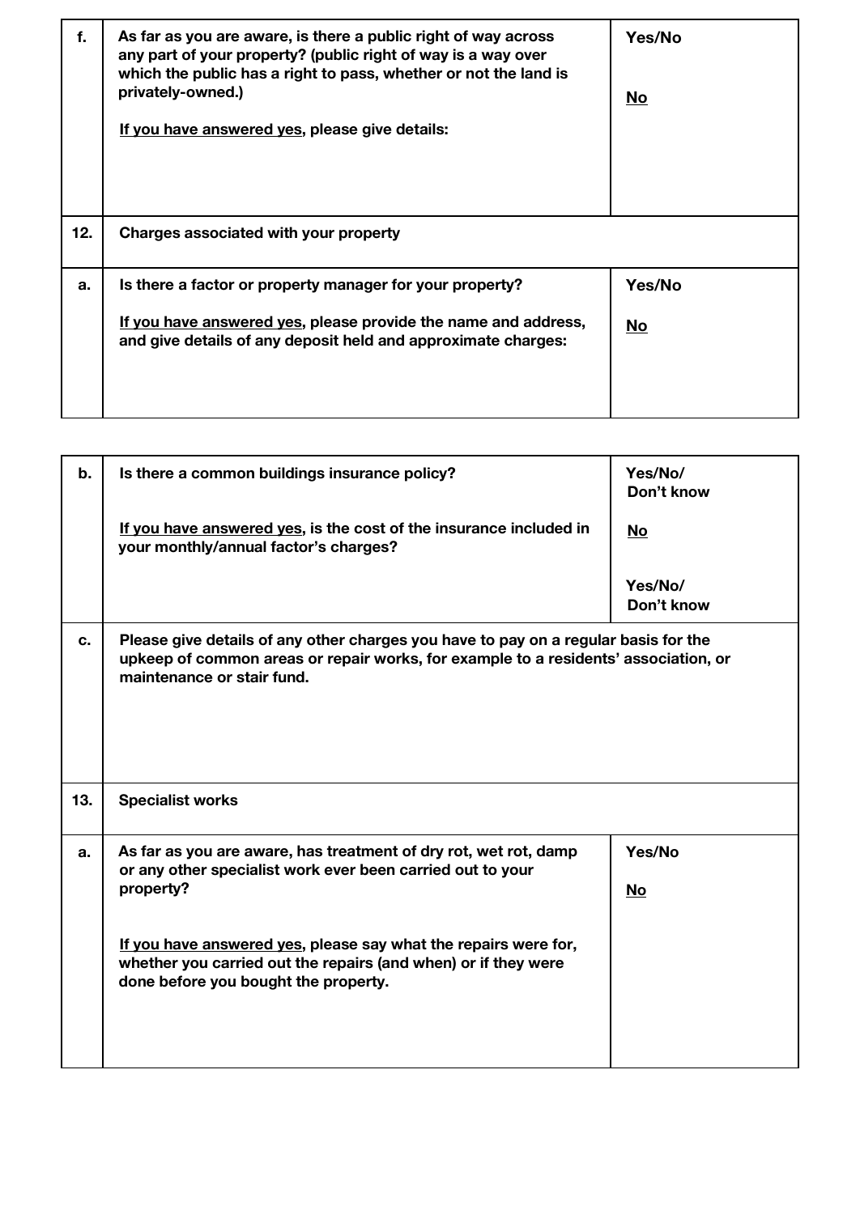| | | |
|---|---|---|
| **f.** | **As far as you are aware, is there a public right of way across any part of your property? (public right of way is a way over which the public has a right to pass, whether or not the land is privately-owned.)**<br><br>**<u>If you have answered yes</u>, please give details:** | **Yes/No**<br><br>**<u>No</u>** |
| **12.** | **Charges associated with your property** | |
| **a.** | **Is there a factor or property manager for your property?**<br><br>**<u>If you have answered yes</u>, please provide the name and address, and give details of any deposit held and approximate charges:** | **Yes/No**<br><br>**<u>No</u>** |

| | | |
|---|---|---|
| **b.** | **Is there a common buildings insurance policy?**<br><br>**<u>If you have answered yes</u>, is the cost of the insurance included in your monthly/annual factor's charges?** | **Yes/No/ Don't know**<br><br>**<u>No</u>**<br><br>**Yes/No/ Don't know** |
| **c.** | **Please give details of any other charges you have to pay on a regular basis for the upkeep of common areas or repair works, for example to a residents' association, or maintenance or stair fund.** | |
| **13.** | **Specialist works** | |
| **a.** | **As far as you are aware, has treatment of dry rot, wet rot, damp or any other specialist work ever been carried out to your property?**<br><br>**<u>If you have answered yes</u>, please say what the repairs were for, whether you carried out the repairs (and when) or if they were done before you bought the property.** | **Yes/No**<br><br>**<u>No</u>** |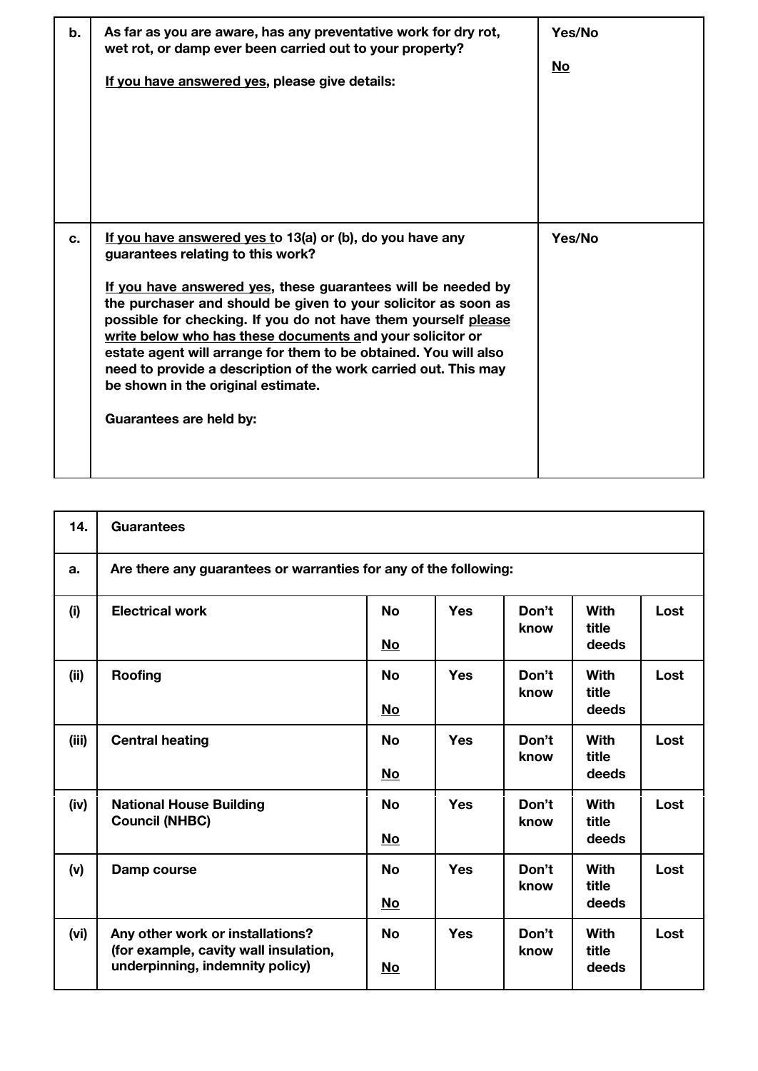| | | |
|---|---|---|
| **b.** | **As far as you are aware, has any preventative work for dry rot, wet rot, or damp ever been carried out to your property?**<br><br>**<u>If you have answered yes</u>, please give details:** | **Yes/No**<br><br>**<u>No</u>** |
| **c.** | **<u>If you have answered yes t</u>o 13(a) or (b), do you have any guarantees relating to this work?**<br><br>**<u>If you have answered yes</u>, these guarantees will be needed by the purchaser and should be given to your solicitor as soon as possible for checking. If you do not have them yourself <u>please write below who has these documents a</u>nd your solicitor or estate agent will arrange for them to be obtained. You will also need to provide a description of the work carried out. This may be shown in the original estimate.**<br><br>**Guarantees are held by:** | **Yes/No** |

| **14.** | **Guarantees** | | | | | |
|---|---|---|---|---|---|---|
| **a.** | **Are there any guarantees or warranties for any of the following:** | | | | | |
| **(i)** | **Electrical work** | **No**<br><br>**<u>No</u>** | **Yes** | **Don't know** | **With title deeds** | **Lost** |
| **(ii)** | **Roofing** | **No**<br><br>**<u>No</u>** | **Yes** | **Don't know** | **With title deeds** | **Lost** |
| **(iii)** | **Central heating** | **No**<br><br>**<u>No</u>** | **Yes** | **Don't know** | **With title deeds** | **Lost** |
| **(iv)** | **National House Building Council (NHBC)** | **No**<br><br>**<u>No</u>** | **Yes** | **Don't know** | **With title deeds** | **Lost** |
| **(v)** | **Damp course** | **No**<br><br>**<u>No</u>** | **Yes** | **Don't know** | **With title deeds** | **Lost** |
| **(vi)** | **Any other work or installations? (for example, cavity wall insulation, underpinning, indemnity policy)** | **No**<br><br>**<u>No</u>** | **Yes** | **Don't know** | **With title deeds** | **Lost** |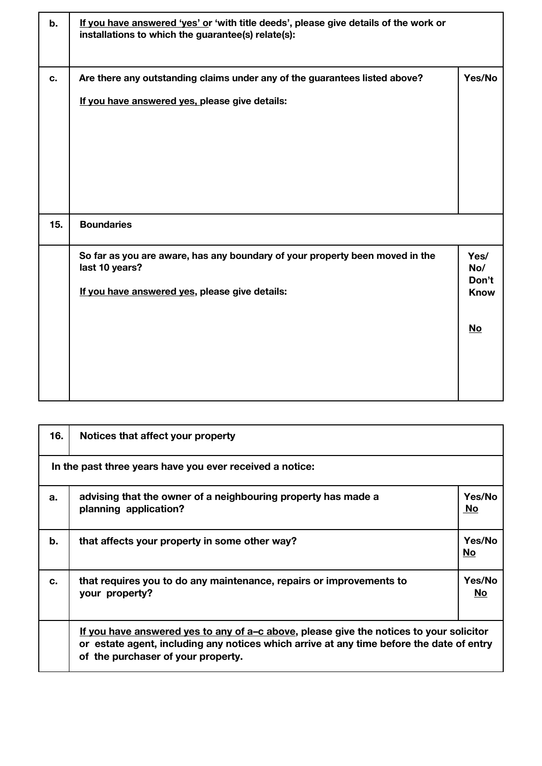| | | |
|---|---|---|
| **b.** | **<u>If you have answered 'yes' o</u>r 'with title deeds', please give details of the work or installations to which the guarantee(s) relate(s):** | |
| **c.** | **Are there any outstanding claims under any of the guarantees listed above?**<br><br>**<u>If you have answered yes,</u> please give details:** | **Yes/No** |
| **15.** | **Boundaries** | |
| | **So far as you are aware, has any boundary of your property been moved in the last 10 years?**<br><br>**<u>If you have answered yes</u>, please give details:** | **Yes/ No/ Don't Know**<br><br>**<u>No</u>** |

| | | |
|---|---|---|
| **16.** | **Notices that affect your property** | |
| **In the past three years have you ever received a notice:** | | |
| **a.** | **advising that the owner of a neighbouring property has made a planning application?** | **Yes/No**<br>**<u>No</u>** |
| **b.** | **that affects your property in some other way?** | **Yes/No**<br>**<u>No</u>** |
| **c.** | **that requires you to do any maintenance, repairs or improvements to your property?** | **Yes/No**<br>**<u>No</u>** |
| | **<u>If you have answered yes to any of a–c above</u>, please give the notices to your solicitor or estate agent, including any notices which arrive at any time before the date of entry of the purchaser of your property.** | |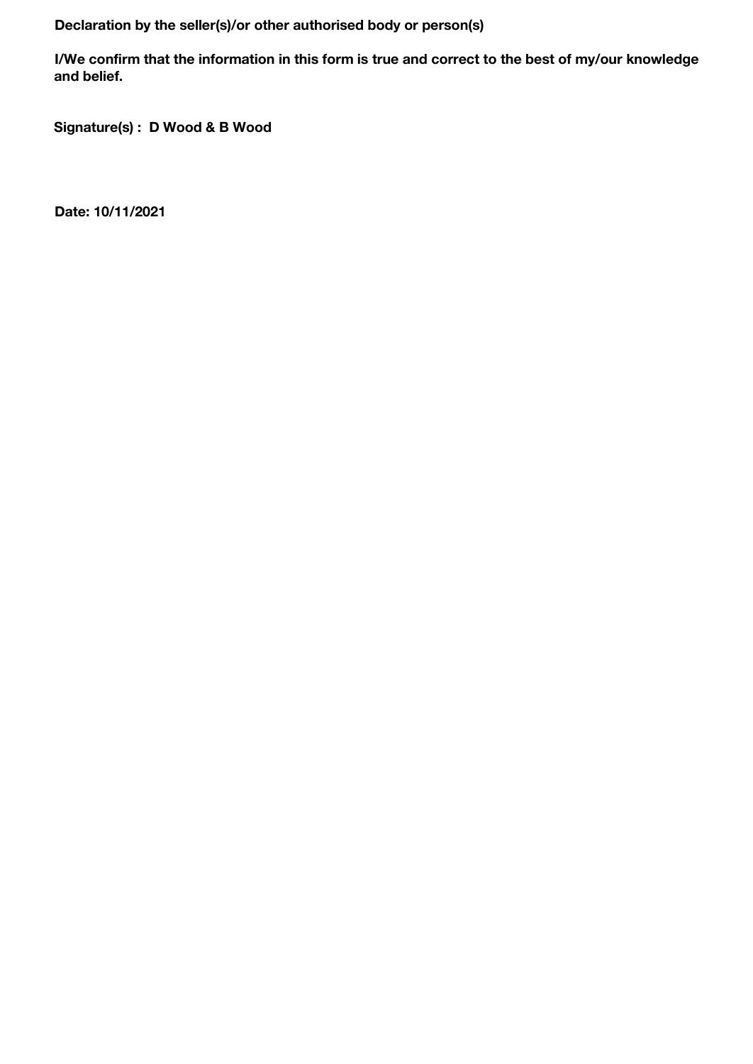**Declaration by the seller(s)/or other authorised body or person(s)**

**I/We confirm that the information in this form is true and correct to the best of my/our knowledge and belief.**

**Signature(s) : D Wood & B Wood**

**Date: 10/11/2021**